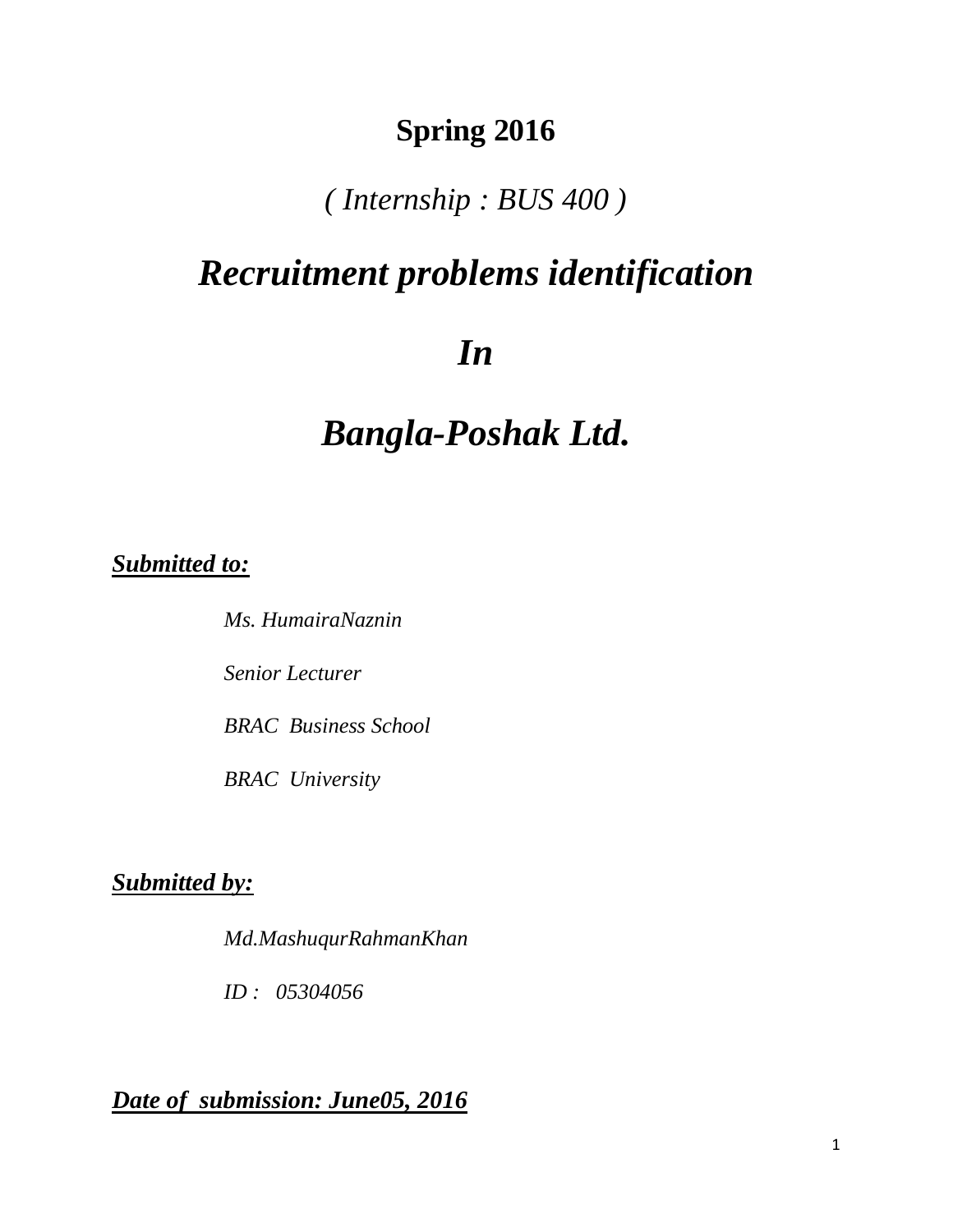**Spring 2016**

*( Internship : BUS 400 )*

# *Recruitment problems identification*

# *In*

# *Bangla-Poshak Ltd.*

***Submitted to:***

*Ms. HumairaNaznin*

*Senior Lecturer*

*BRAC Business School*

*BRAC University*

***Submitted by:***

*Md.MashuqurRahmanKhan*

*ID : 05304056*

***Date of submission: June05, 2016***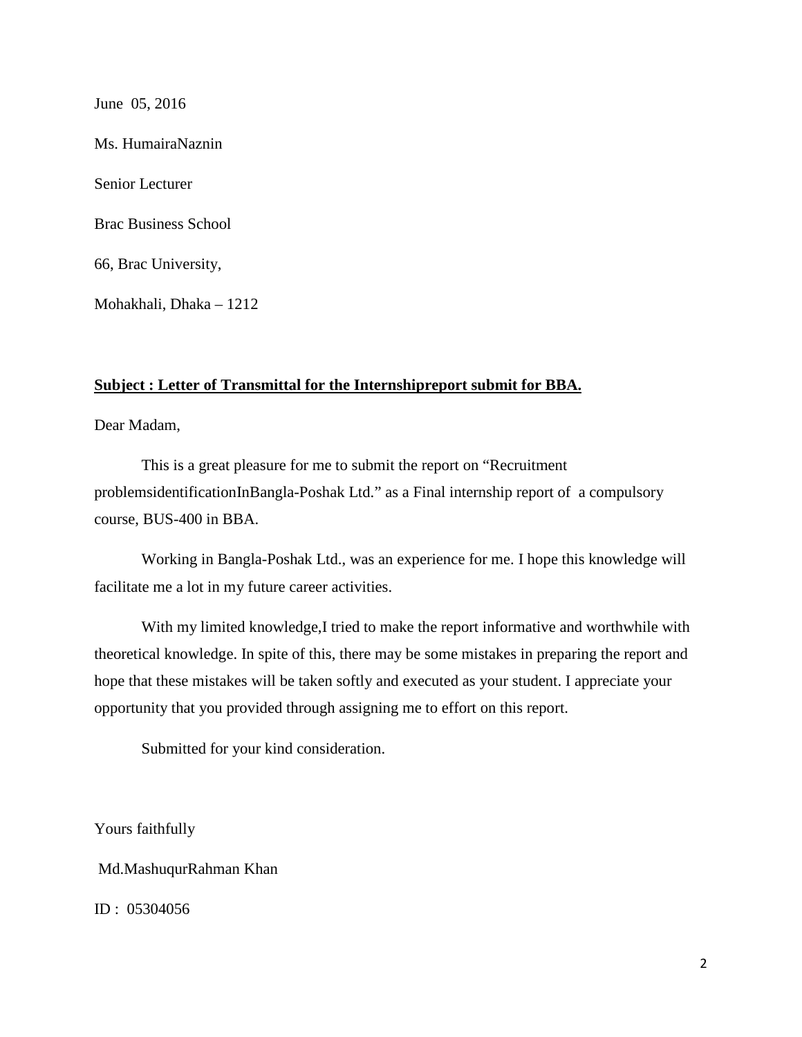June 05, 2016

Ms. HumairaNaznin

Senior Lecturer

Brac Business School

66, Brac University,

Mohakhali, Dhaka – 1212

**Subject : Letter of Transmittal for the Internshipreport submit for BBA.**

Dear Madam,

This is a great pleasure for me to submit the report on "Recruitment problemsidentificationInBangla-Poshak Ltd." as a Final internship report of a compulsory course, BUS-400 in BBA.

Working in Bangla-Poshak Ltd., was an experience for me. I hope this knowledge will facilitate me a lot in my future career activities.

With my limited knowledge,I tried to make the report informative and worthwhile with theoretical knowledge. In spite of this, there may be some mistakes in preparing the report and hope that these mistakes will be taken softly and executed as your student. I appreciate your opportunity that you provided through assigning me to effort on this report.

Submitted for your kind consideration.

Yours faithfully

Md.MashuqurRahman Khan

ID : 05304056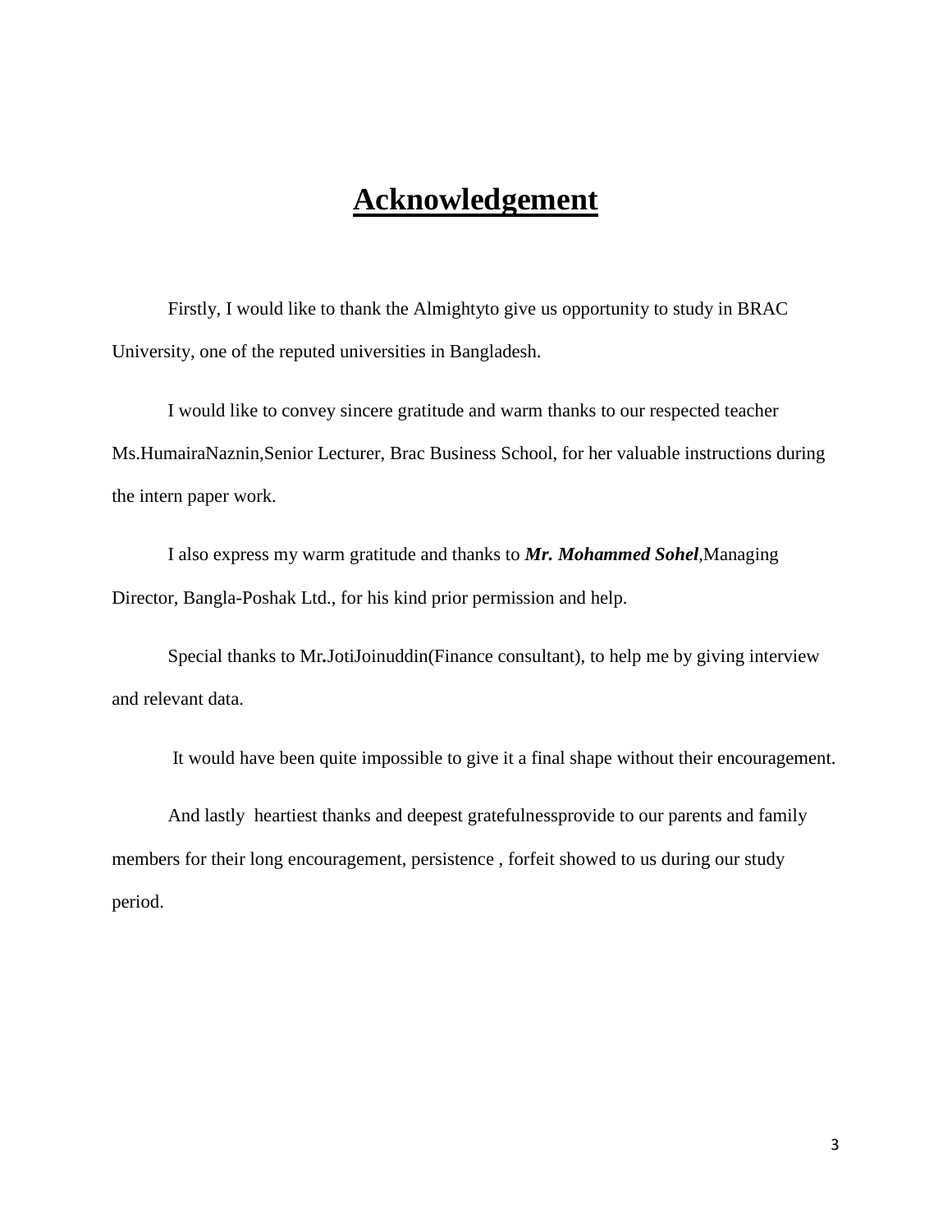# Acknowledgement

Firstly, I would like to thank the Almightyto give us opportunity to study in BRAC University, one of the reputed universities in Bangladesh.

I would like to convey sincere gratitude and warm thanks to our respected teacher Ms.HumairaNaznin,Senior Lecturer, Brac Business School, for her valuable instructions during the intern paper work.

I also express my warm gratitude and thanks to ***Mr. Mohammed Sohel***,Managing Director, Bangla-Poshak Ltd., for his kind prior permission and help.

Special thanks to Mr**.**JotiJoinuddin(Finance consultant), to help me by giving interview and relevant data.

It would have been quite impossible to give it a final shape without their encouragement.

And lastly heartiest thanks and deepest gratefulnessprovide to our parents and family members for their long encouragement, persistence , forfeit showed to us during our study period.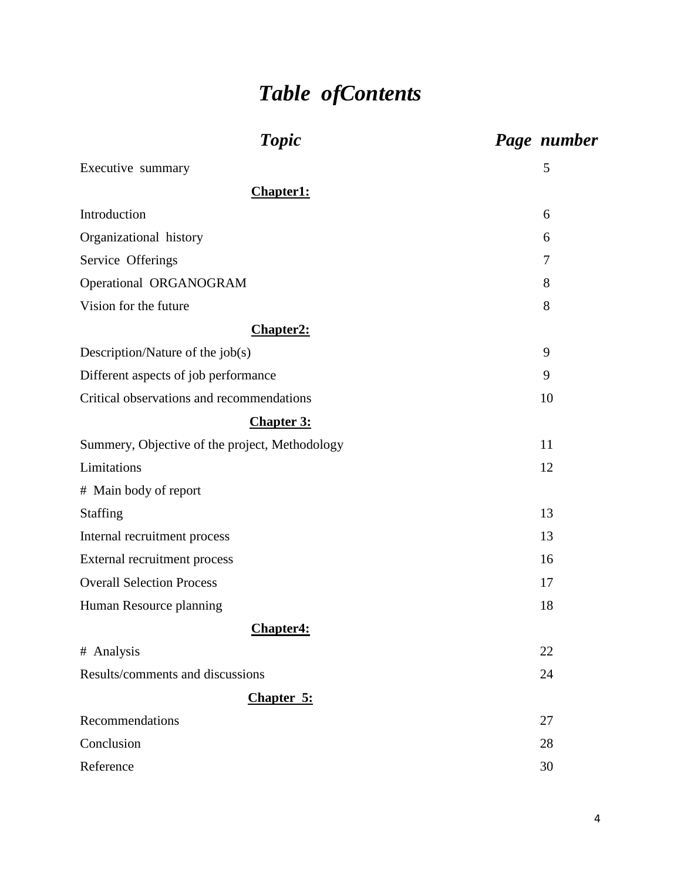# *Table ofContents*

| *Topic* | *Page number* |
|---|---|
| Executive summary | 5 |
| **Chapter1:** | |
| Introduction | 6 |
| Organizational history | 6 |
| Service Offerings | 7 |
| Operational ORGANOGRAM | 8 |
| Vision for the future | 8 |
| **Chapter2:** | |
| Description/Nature of the job(s) | 9 |
| Different aspects of job performance | 9 |
| Critical observations and recommendations | 10 |
| **Chapter 3:** | |
| Summery, Objective of the project, Methodology | 11 |
| Limitations | 12 |
| # Main body of report | |
| Staffing | 13 |
| Internal recruitment process | 13 |
| External recruitment process | 16 |
| Overall Selection Process | 17 |
| Human Resource planning | 18 |
| **Chapter4:** | |
| # Analysis | 22 |
| Results/comments and discussions | 24 |
| **Chapter 5:** | |
| Recommendations | 27 |
| Conclusion | 28 |
| Reference | 30 |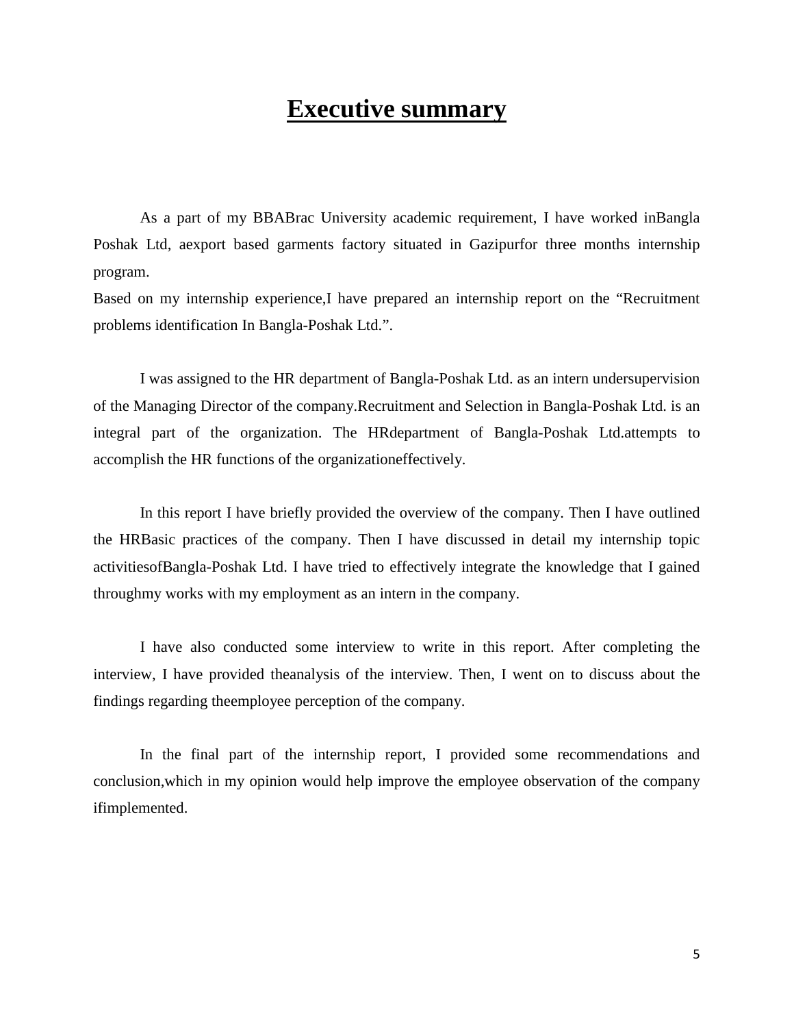# Executive summary

As a part of my BBABrac University academic requirement, I have worked inBangla Poshak Ltd, aexport based garments factory situated in Gazipurfor three months internship program.

Based on my internship experience,I have prepared an internship report on the "Recruitment problems identification In Bangla-Poshak Ltd.".

I was assigned to the HR department of Bangla-Poshak Ltd. as an intern undersupervision of the Managing Director of the company.Recruitment and Selection in Bangla-Poshak Ltd. is an integral part of the organization. The HRdepartment of Bangla-Poshak Ltd.attempts to accomplish the HR functions of the organizationeffectively.

In this report I have briefly provided the overview of the company. Then I have outlined the HRBasic practices of the company. Then I have discussed in detail my internship topic activitiesofBangla-Poshak Ltd. I have tried to effectively integrate the knowledge that I gained throughmy works with my employment as an intern in the company.

I have also conducted some interview to write in this report. After completing the interview, I have provided theanalysis of the interview. Then, I went on to discuss about the findings regarding theemployee perception of the company.

In the final part of the internship report, I provided some recommendations and conclusion,which in my opinion would help improve the employee observation of the company ifimplemented.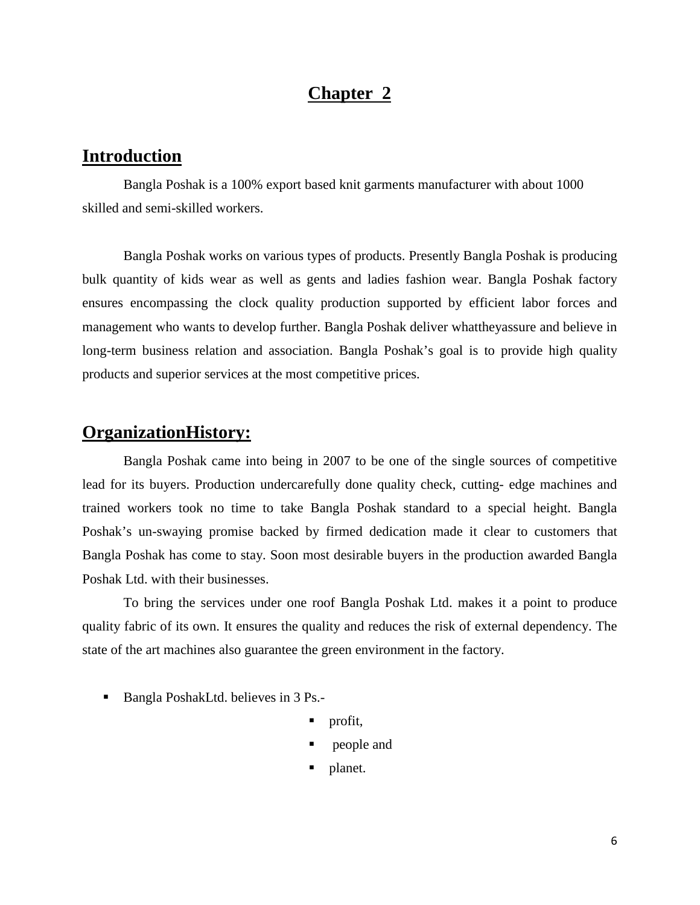# Chapter 2

## Introduction

Bangla Poshak is a 100% export based knit garments manufacturer with about 1000 skilled and semi-skilled workers.

Bangla Poshak works on various types of products. Presently Bangla Poshak is producing bulk quantity of kids wear as well as gents and ladies fashion wear. Bangla Poshak factory ensures encompassing the clock quality production supported by efficient labor forces and management who wants to develop further. Bangla Poshak deliver whattheyassure and believe in long-term business relation and association. Bangla Poshak's goal is to provide high quality products and superior services at the most competitive prices.

## OrganizationHistory:

Bangla Poshak came into being in 2007 to be one of the single sources of competitive lead for its buyers. Production undercarefully done quality check, cutting- edge machines and trained workers took no time to take Bangla Poshak standard to a special height. Bangla Poshak's un-swaying promise backed by firmed dedication made it clear to customers that Bangla Poshak has come to stay. Soon most desirable buyers in the production awarded Bangla Poshak Ltd. with their businesses.

To bring the services under one roof Bangla Poshak Ltd. makes it a point to produce quality fabric of its own. It ensures the quality and reduces the risk of external dependency. The state of the art machines also guarantee the green environment in the factory.

- Bangla PoshakLtd. believes in 3 Ps.-
  - profit,
  - people and
  - planet.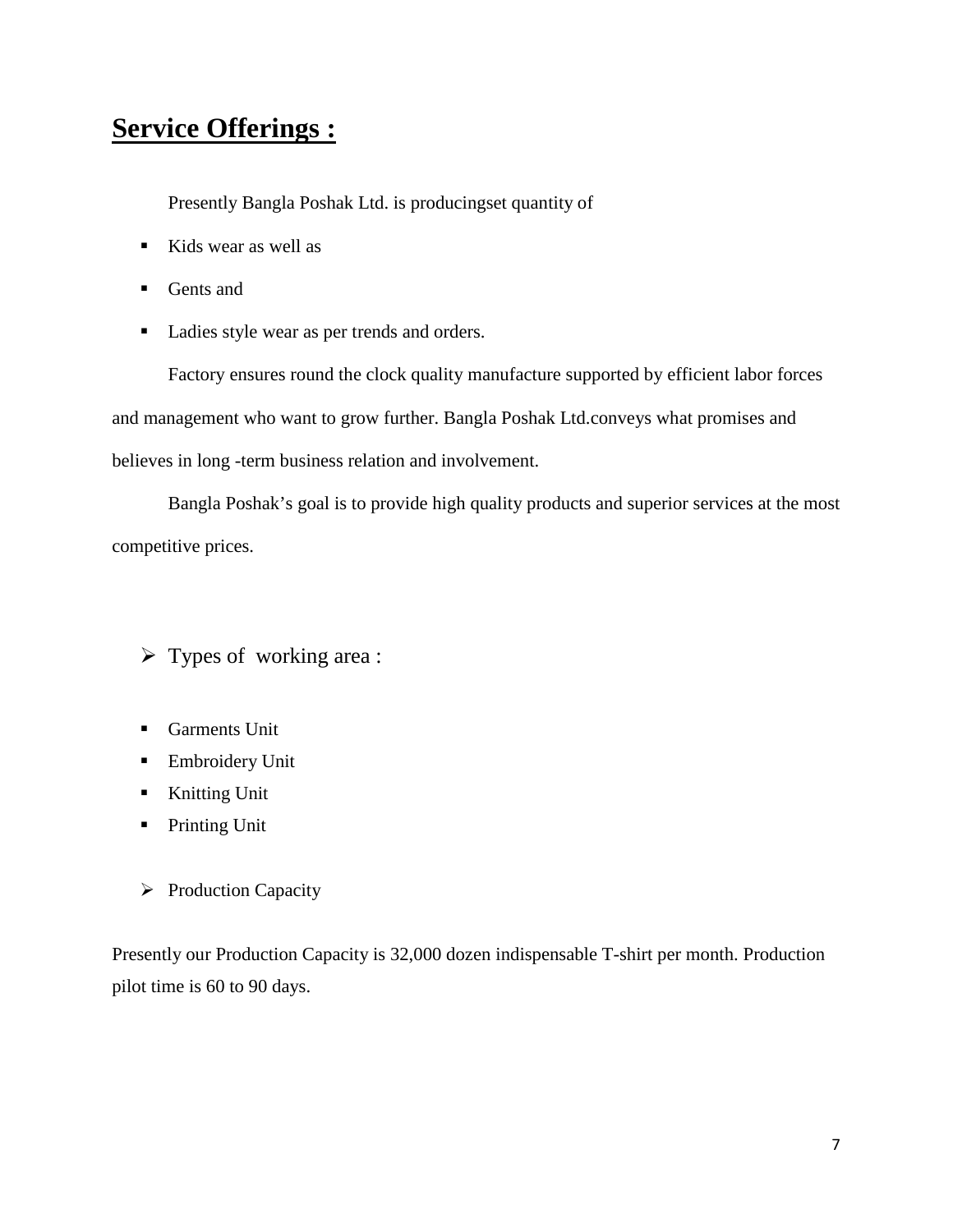## Service Offerings :

Presently Bangla Poshak Ltd. is producingset quantity of

- Kids wear as well as
- Gents and
- Ladies style wear as per trends and orders.

Factory ensures round the clock quality manufacture supported by efficient labor forces and management who want to grow further. Bangla Poshak Ltd.conveys what promises and believes in long -term business relation and involvement.

Bangla Poshak's goal is to provide high quality products and superior services at the most competitive prices.

- Types of working area :

- Garments Unit
- Embroidery Unit
- Knitting Unit
- Printing Unit

- Production Capacity

Presently our Production Capacity is 32,000 dozen indispensable T-shirt per month. Production pilot time is 60 to 90 days.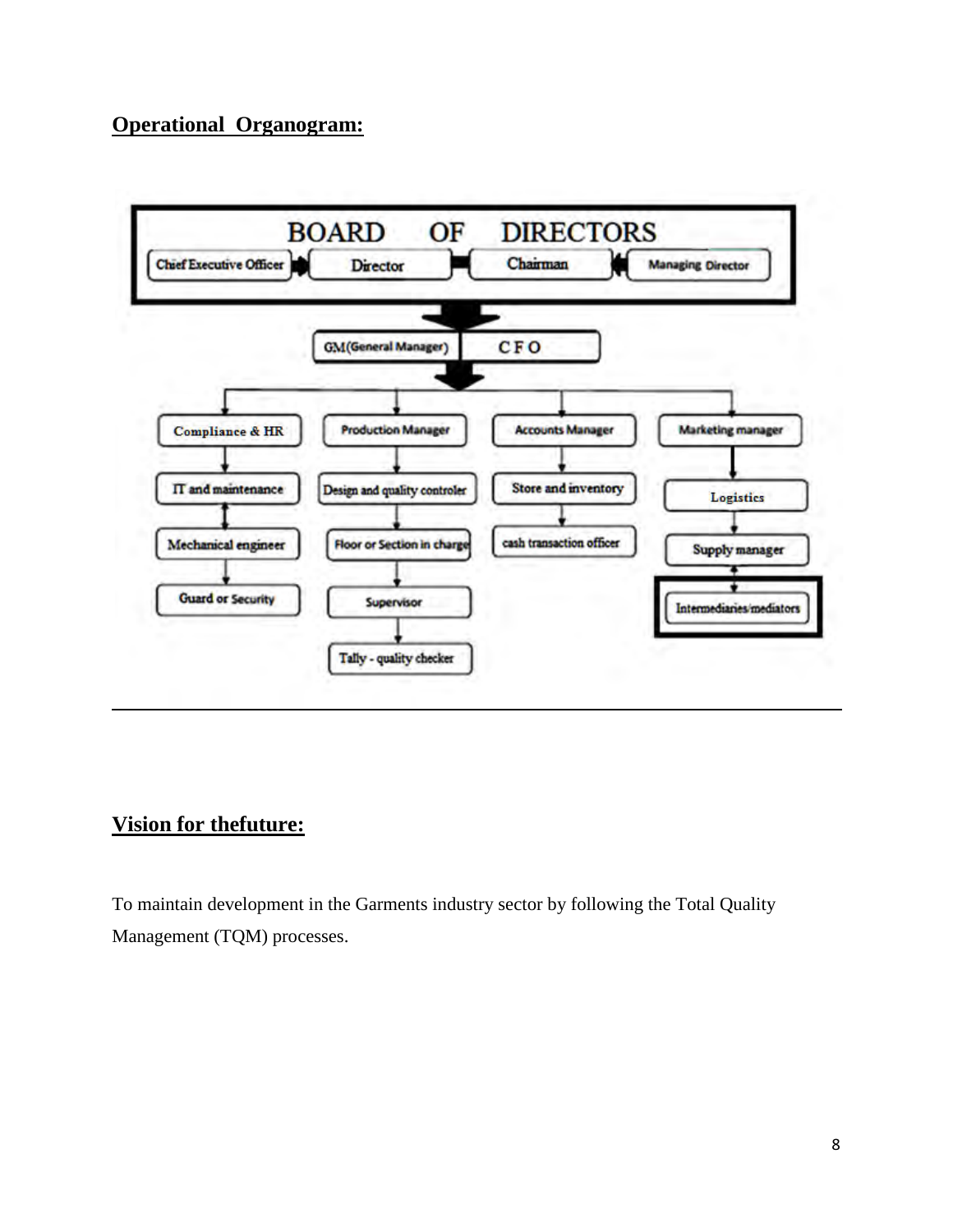## Operational Organogram:

BOARD OF DIRECTORS

Chief Executive Officer | Director | Chairman | Managing Director

GM(General Manager) | CFO

- Compliance & HR
  - IT and maintenance
  - Mechanical engineer
  - Guard or Security
- Production Manager
  - Design and quality controler
  - Floor or Section in charge
  - Supervisor
  - Tally - quality checker
- Accounts Manager
  - Store and inventory
  - cash transaction officer
- Marketing manager
  - Logistics
  - Supply manager
  - Intermediaries/mediators

## Vision for thefuture:

To maintain development in the Garments industry sector by following the Total Quality Management (TQM) processes.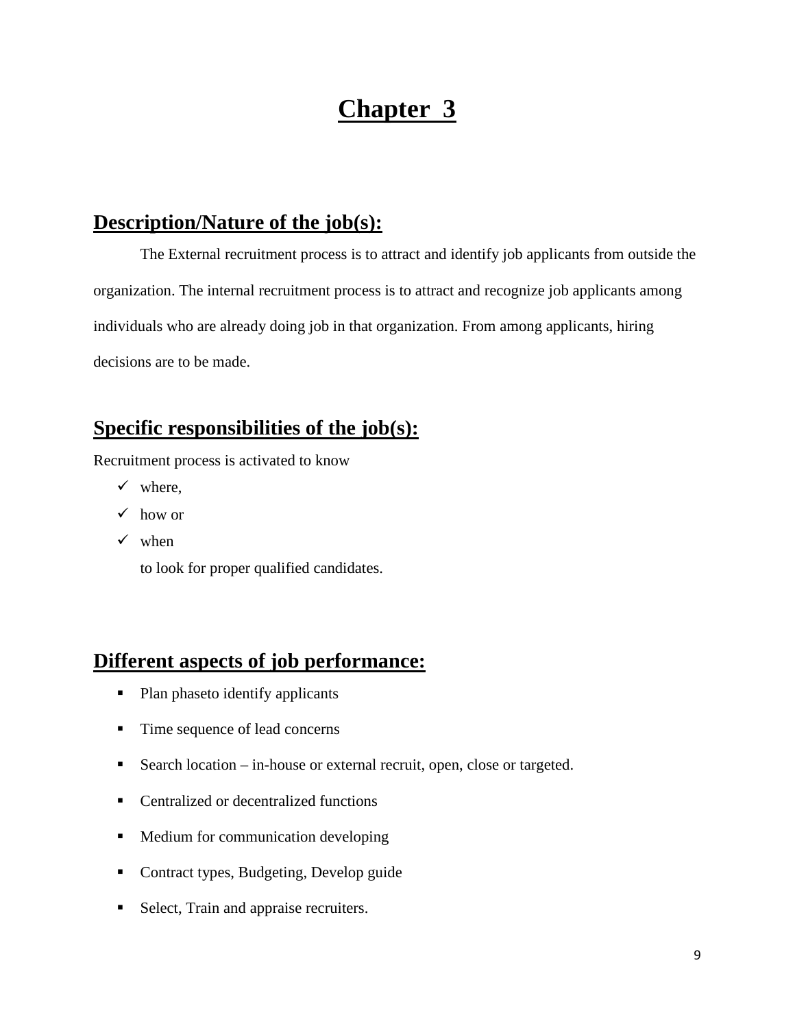# Chapter 3

## Description/Nature of the job(s):

The External recruitment process is to attract and identify job applicants from outside the organization. The internal recruitment process is to attract and recognize job applicants among individuals who are already doing job in that organization. From among applicants, hiring decisions are to be made.

## Specific responsibilities of the job(s):

Recruitment process is activated to know

- ✓ where,
- ✓ how or
- ✓ when

  to look for proper qualified candidates.

## Different aspects of job performance:

- Plan phaseto identify applicants
- Time sequence of lead concerns
- Search location – in-house or external recruit, open, close or targeted.
- Centralized or decentralized functions
- Medium for communication developing
- Contract types, Budgeting, Develop guide
- Select, Train and appraise recruiters.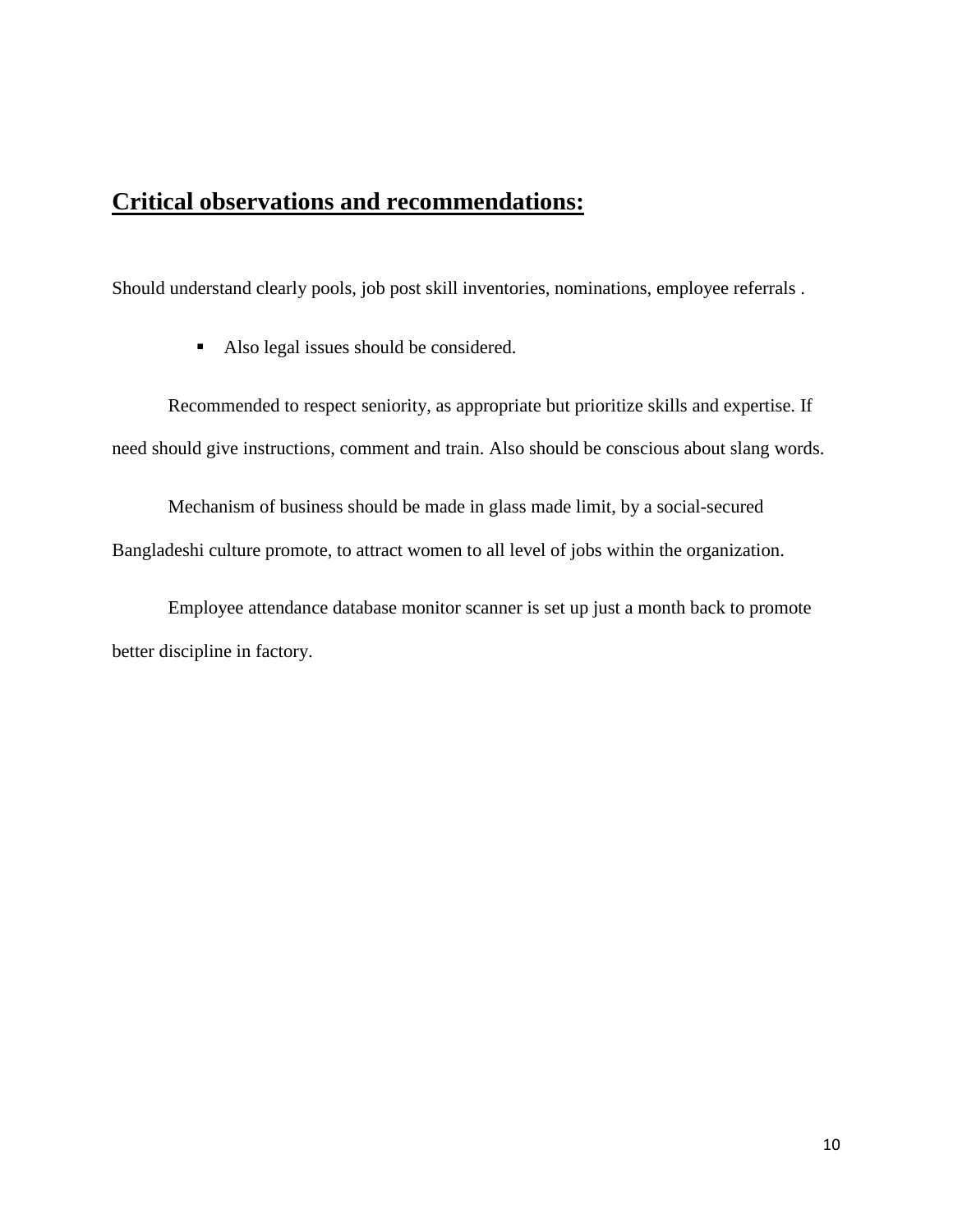## Critical observations and recommendations:

Should understand clearly pools, job post skill inventories, nominations, employee referrals .

- Also legal issues should be considered.

Recommended to respect seniority, as appropriate but prioritize skills and expertise. If need should give instructions, comment and train. Also should be conscious about slang words.

Mechanism of business should be made in glass made limit, by a social-secured Bangladeshi culture promote, to attract women to all level of jobs within the organization.

Employee attendance database monitor scanner is set up just a month back to promote better discipline in factory.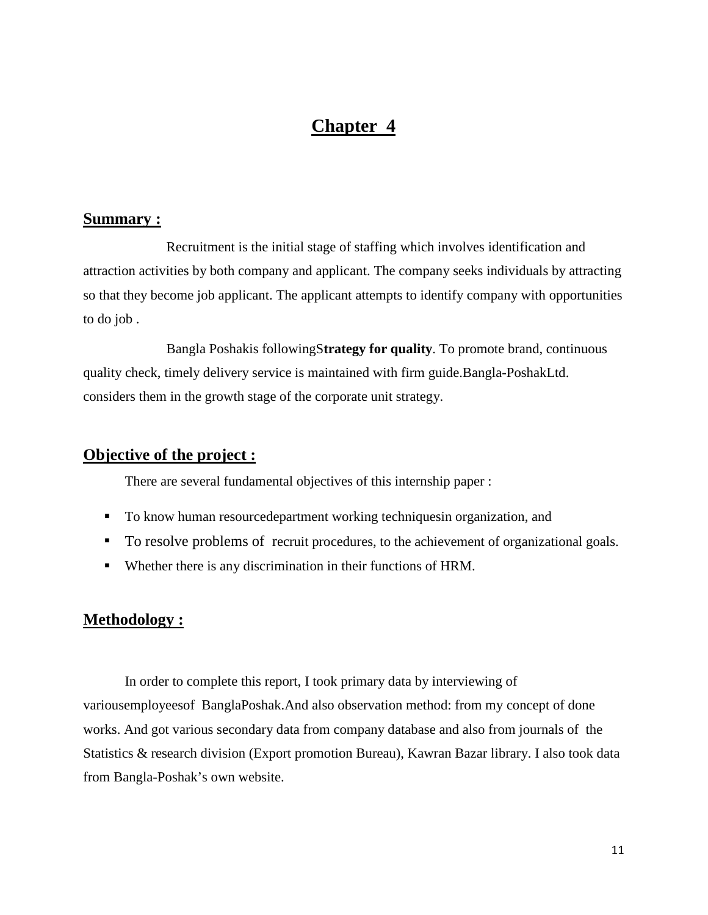# Chapter 4

## Summary :

Recruitment is the initial stage of staffing which involves identification and attraction activities by both company and applicant. The company seeks individuals by attracting so that they become job applicant. The applicant attempts to identify company with opportunities to do job .

Bangla Poshakis followingS**trategy for quality**. To promote brand, continuous quality check, timely delivery service is maintained with firm guide.Bangla-PoshakLtd. considers them in the growth stage of the corporate unit strategy.

## Objective of the project :

There are several fundamental objectives of this internship paper :

- To know human resourcedepartment working techniquesin organization, and
- To resolve problems of recruit procedures, to the achievement of organizational goals.
- Whether there is any discrimination in their functions of HRM.

## Methodology :

In order to complete this report, I took primary data by interviewing of variousemployeesof BanglaPoshak.And also observation method: from my concept of done works. And got various secondary data from company database and also from journals of the Statistics & research division (Export promotion Bureau), Kawran Bazar library. I also took data from Bangla-Poshak's own website.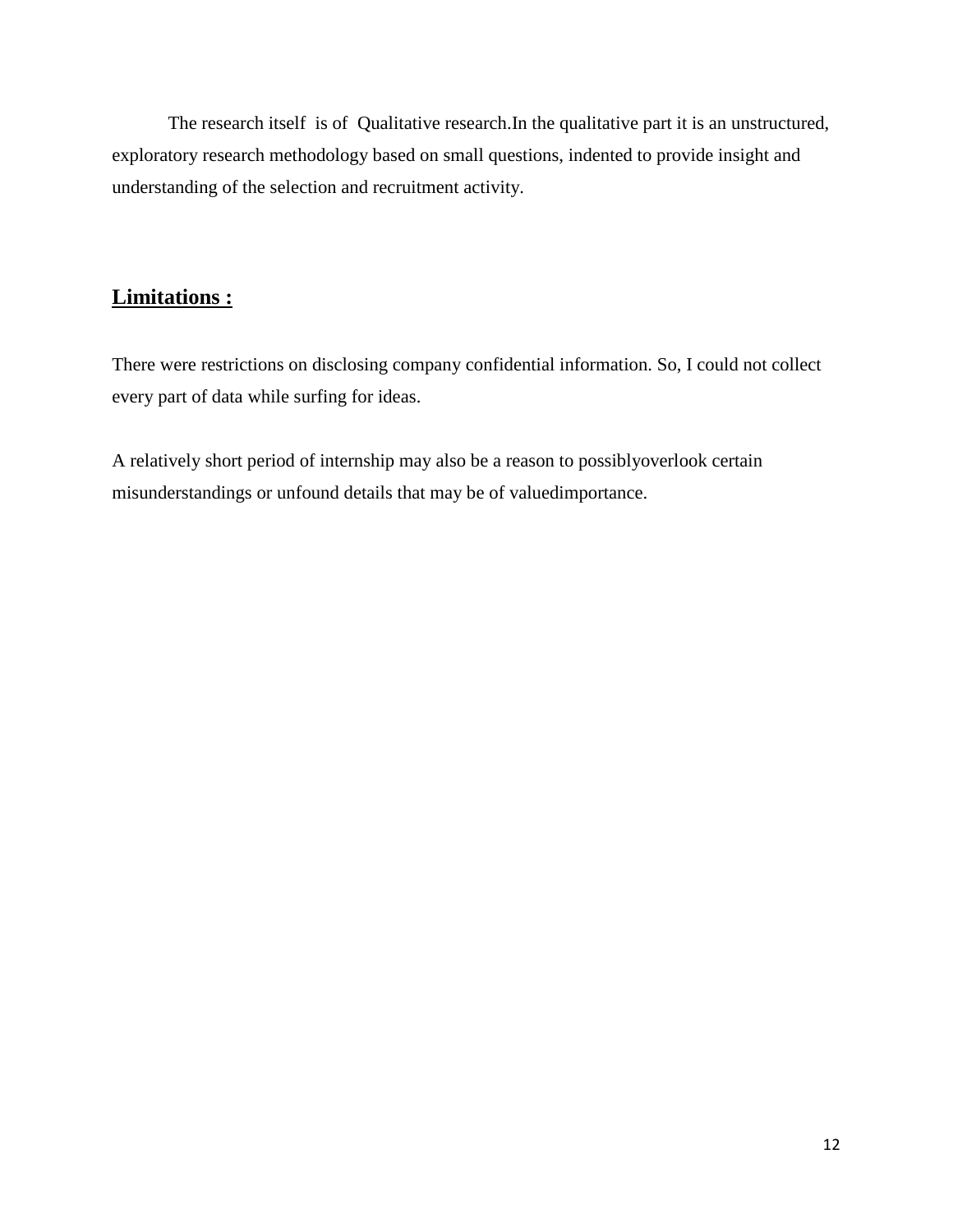The research itself is of Qualitative research.In the qualitative part it is an unstructured, exploratory research methodology based on small questions, indented to provide insight and understanding of the selection and recruitment activity.

## **Limitations :**

There were restrictions on disclosing company confidential information. So, I could not collect every part of data while surfing for ideas.

A relatively short period of internship may also be a reason to possiblyoverlook certain misunderstandings or unfound details that may be of valuedimportance.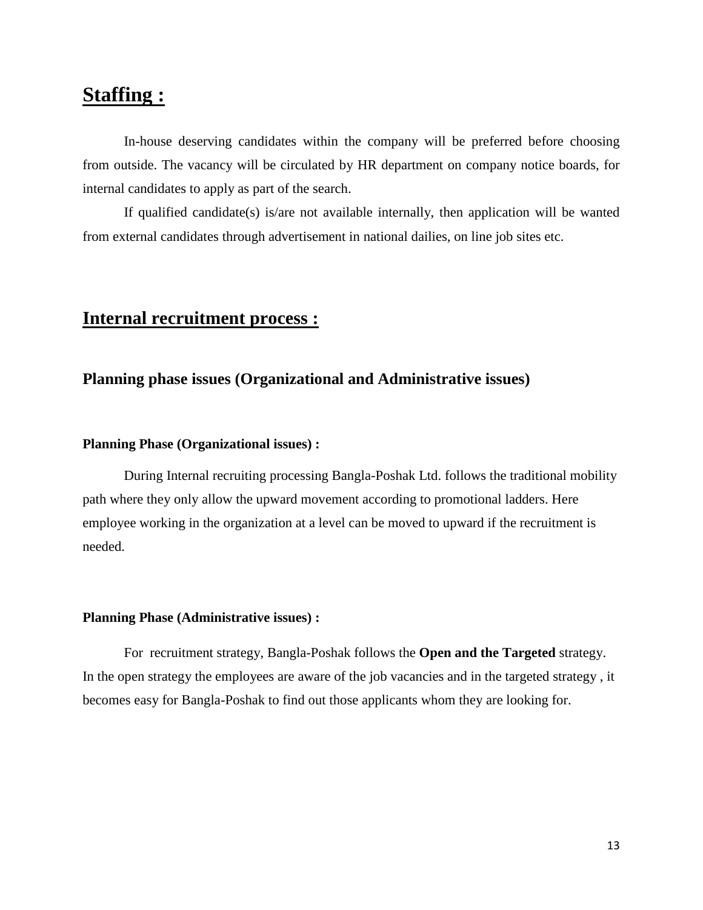## Staffing :

In-house deserving candidates within the company will be preferred before choosing from outside. The vacancy will be circulated by HR department on company notice boards, for internal candidates to apply as part of the search.

If qualified candidate(s) is/are not available internally, then application will be wanted from external candidates through advertisement in national dailies, on line job sites etc.

## Internal recruitment process :

### Planning phase issues (Organizational and Administrative issues)

#### Planning Phase (Organizational issues) :

During Internal recruiting processing Bangla-Poshak Ltd. follows the traditional mobility path where they only allow the upward movement according to promotional ladders. Here employee working in the organization at a level can be moved to upward if the recruitment is needed.

#### Planning Phase (Administrative issues) :

For recruitment strategy, Bangla-Poshak follows the **Open and the Targeted** strategy. In the open strategy the employees are aware of the job vacancies and in the targeted strategy , it becomes easy for Bangla-Poshak to find out those applicants whom they are looking for.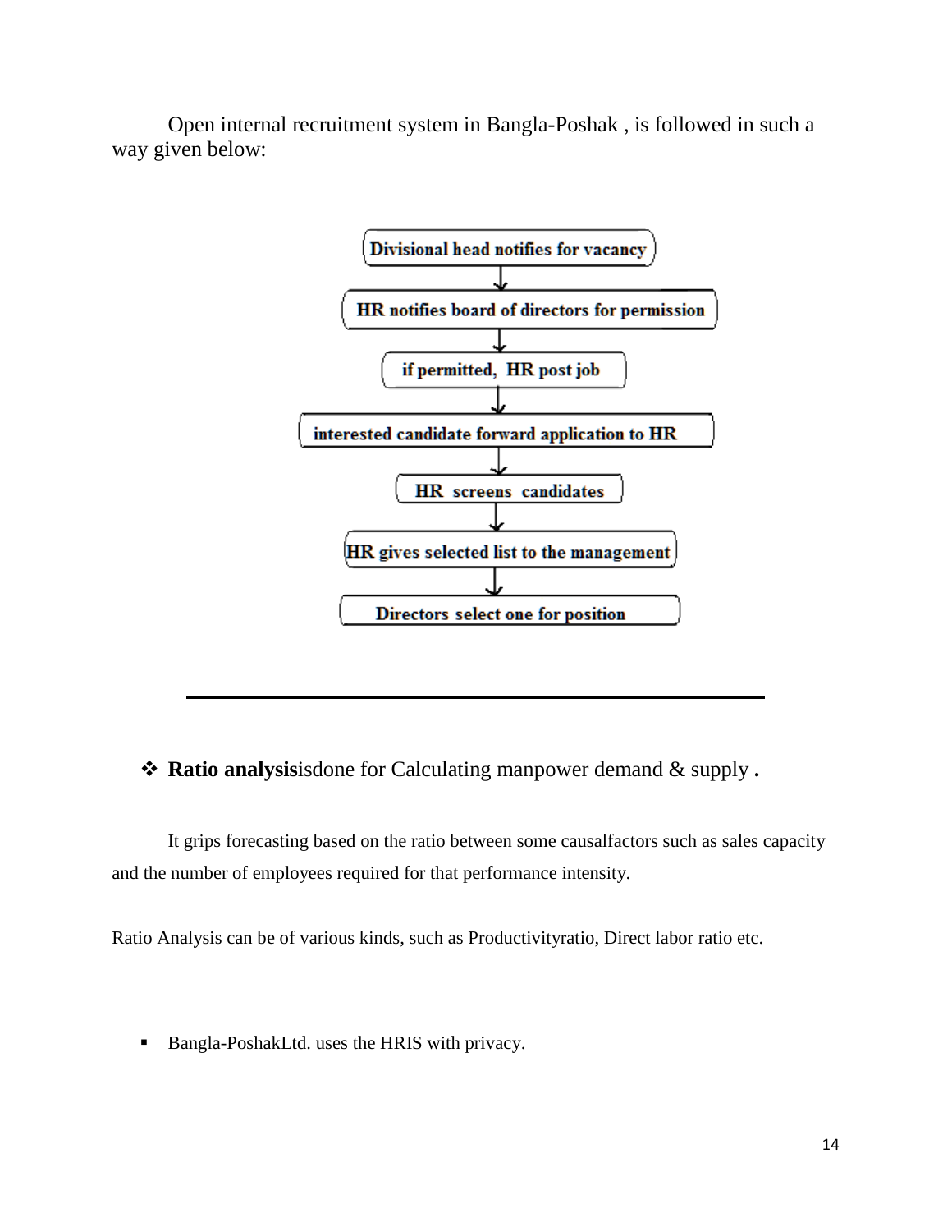Open internal recruitment system in Bangla-Poshak , is followed in such a way given below:

Divisional head notifies for vacancy
↓
HR notifies board of directors for permission
↓
if permitted, HR post job
↓
interested candidate forward application to HR
↓
HR screens candidates
↓
HR gives selected list to the management
↓
Directors select one for position

---

- **Ratio analysis**isdone for Calculating manpower demand & supply **.**

It grips forecasting based on the ratio between some causalfactors such as sales capacity and the number of employees required for that performance intensity.

Ratio Analysis can be of various kinds, such as Productivityratio, Direct labor ratio etc.

- Bangla-PoshakLtd. uses the HRIS with privacy.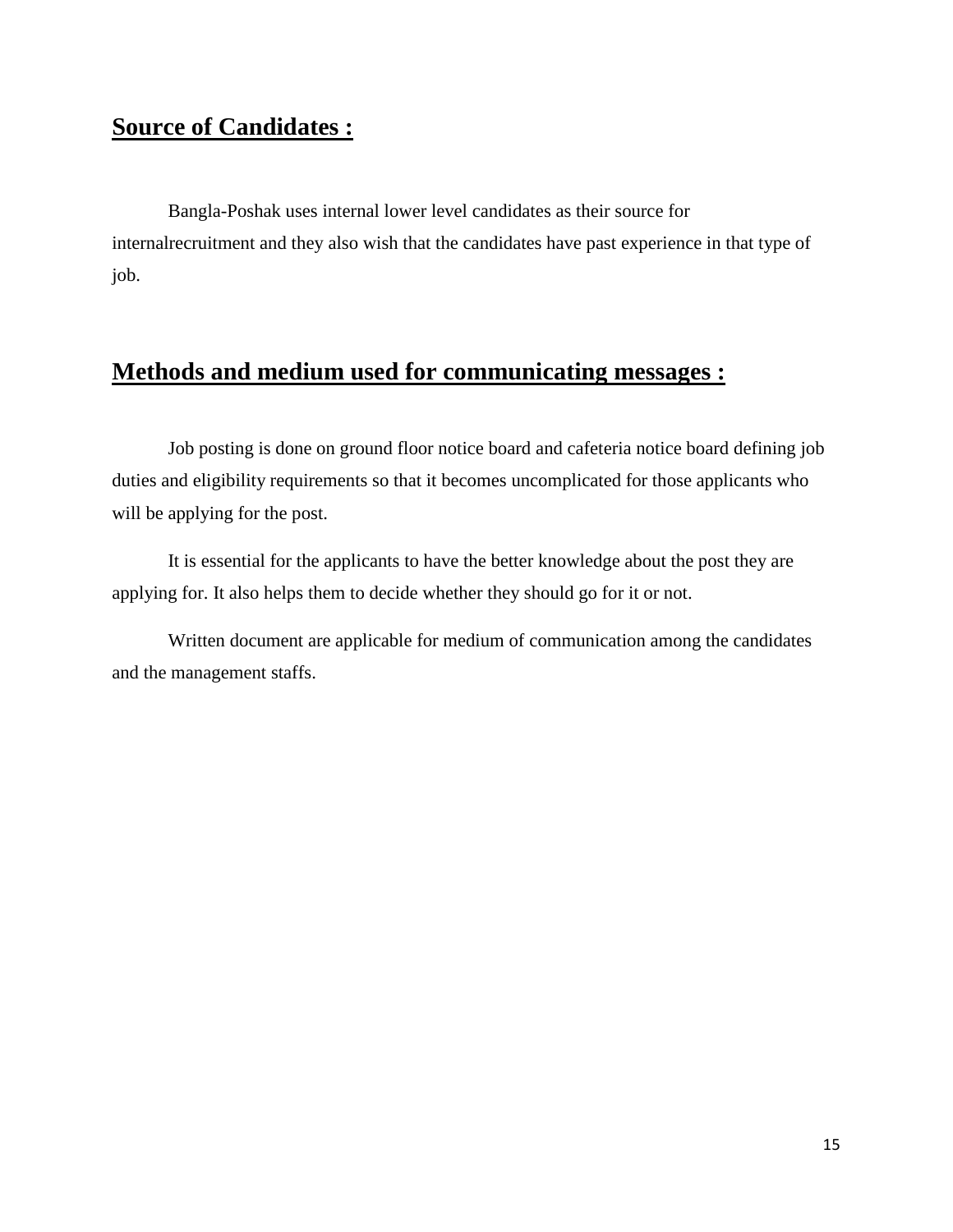## **<u>Source of Candidates :</u>**

Bangla-Poshak uses internal lower level candidates as their source for internalrecruitment and they also wish that the candidates have past experience in that type of job.

## **<u>Methods and medium used for communicating messages :</u>**

Job posting is done on ground floor notice board and cafeteria notice board defining job duties and eligibility requirements so that it becomes uncomplicated for those applicants who will be applying for the post.

It is essential for the applicants to have the better knowledge about the post they are applying for. It also helps them to decide whether they should go for it or not.

Written document are applicable for medium of communication among the candidates and the management staffs.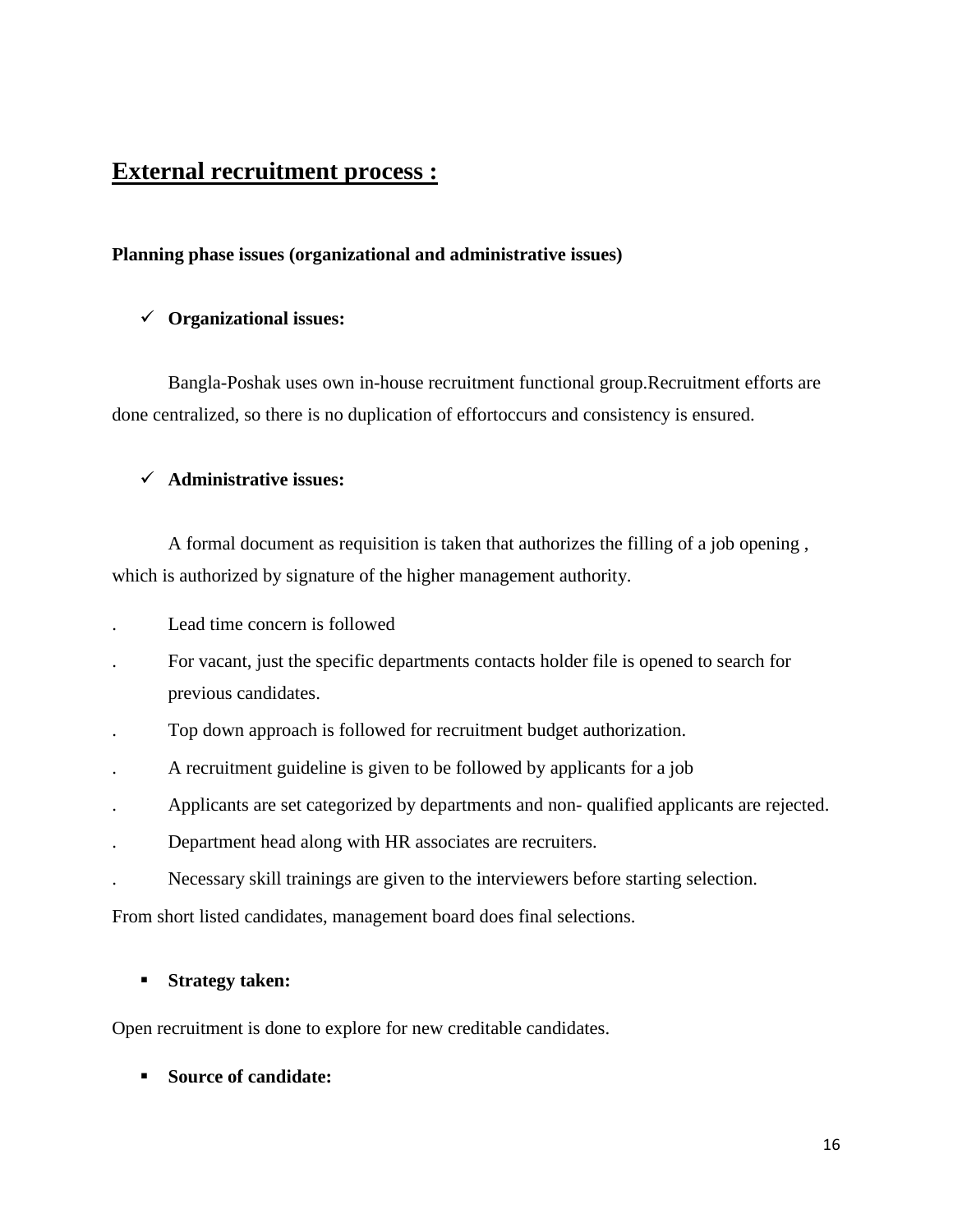## External recruitment process :

**Planning phase issues (organizational and administrative issues)**

- **Organizational issues:**

Bangla-Poshak uses own in-house recruitment functional group.Recruitment efforts are done centralized, so there is no duplication of effortoccurs and consistency is ensured.

- **Administrative issues:**

A formal document as requisition is taken that authorizes the filling of a job opening , which is authorized by signature of the higher management authority.

- Lead time concern is followed
- For vacant, just the specific departments contacts holder file is opened to search for previous candidates.
- Top down approach is followed for recruitment budget authorization.
- A recruitment guideline is given to be followed by applicants for a job
- Applicants are set categorized by departments and non- qualified applicants are rejected.
- Department head along with HR associates are recruiters.
- Necessary skill trainings are given to the interviewers before starting selection.

From short listed candidates, management board does final selections.

- **Strategy taken:**

Open recruitment is done to explore for new creditable candidates.

- **Source of candidate:**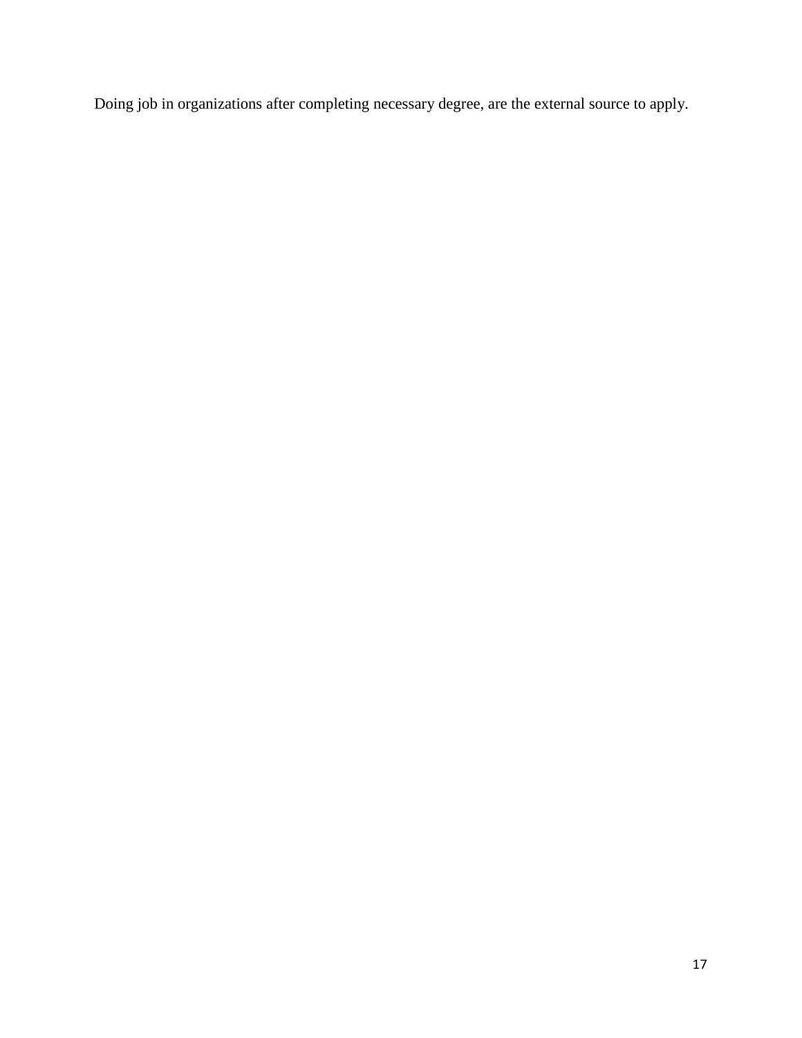Doing job in organizations after completing necessary degree, are the external source to apply.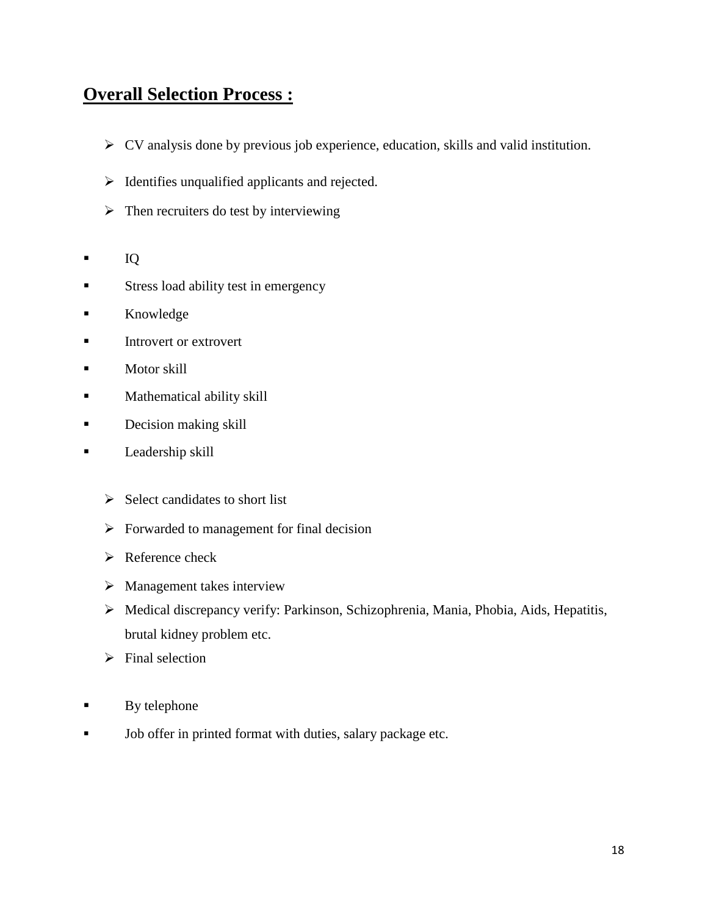## **Overall Selection Process :**

- CV analysis done by previous job experience, education, skills and valid institution.
- Identifies unqualified applicants and rejected.
- Then recruiters do test by interviewing

- IQ
- Stress load ability test in emergency
- Knowledge
- Introvert or extrovert
- Motor skill
- Mathematical ability skill
- Decision making skill
- Leadership skill

- Select candidates to short list
- Forwarded to management for final decision
- Reference check
- Management takes interview
- Medical discrepancy verify: Parkinson, Schizophrenia, Mania, Phobia, Aids, Hepatitis, brutal kidney problem etc.
- Final selection

- By telephone
- Job offer in printed format with duties, salary package etc.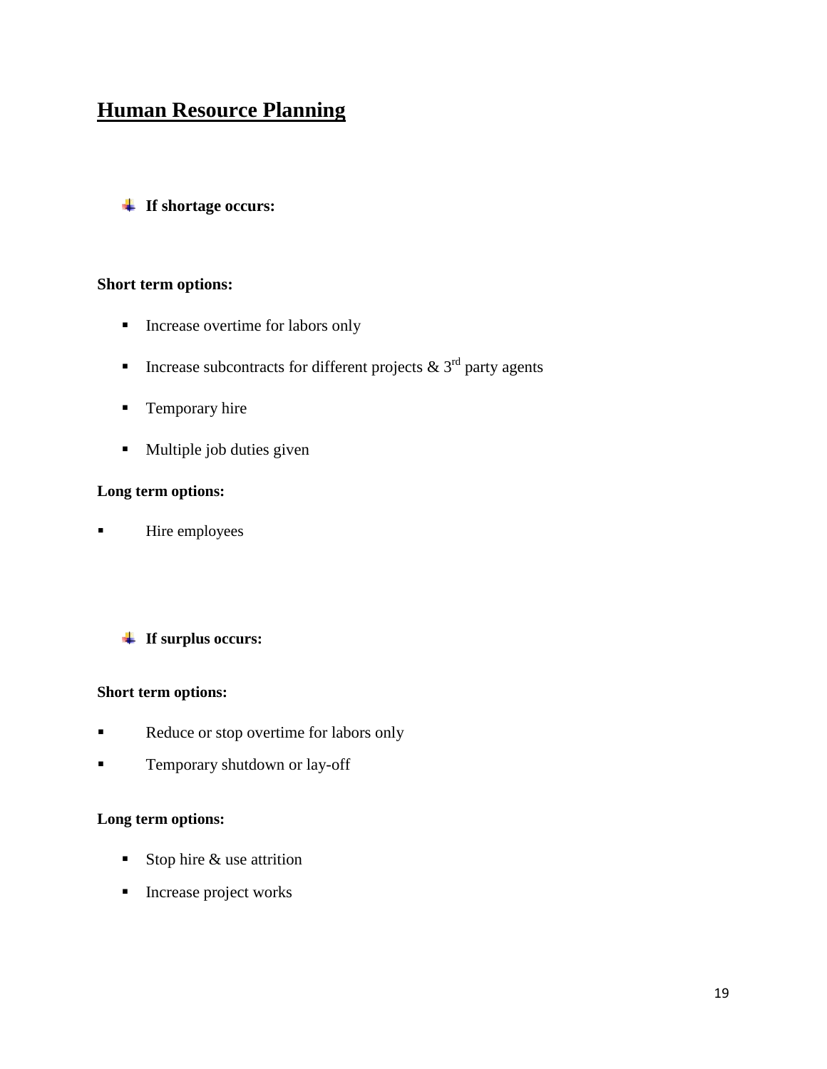# Human Resource Planning

- **If shortage occurs:**

**Short term options:**

- Increase overtime for labors only
- Increase subcontracts for different projects & 3rd party agents
- Temporary hire
- Multiple job duties given

**Long term options:**

- Hire employees

- **If surplus occurs:**

**Short term options:**

- Reduce or stop overtime for labors only
- Temporary shutdown or lay-off

**Long term options:**

- Stop hire & use attrition
- Increase project works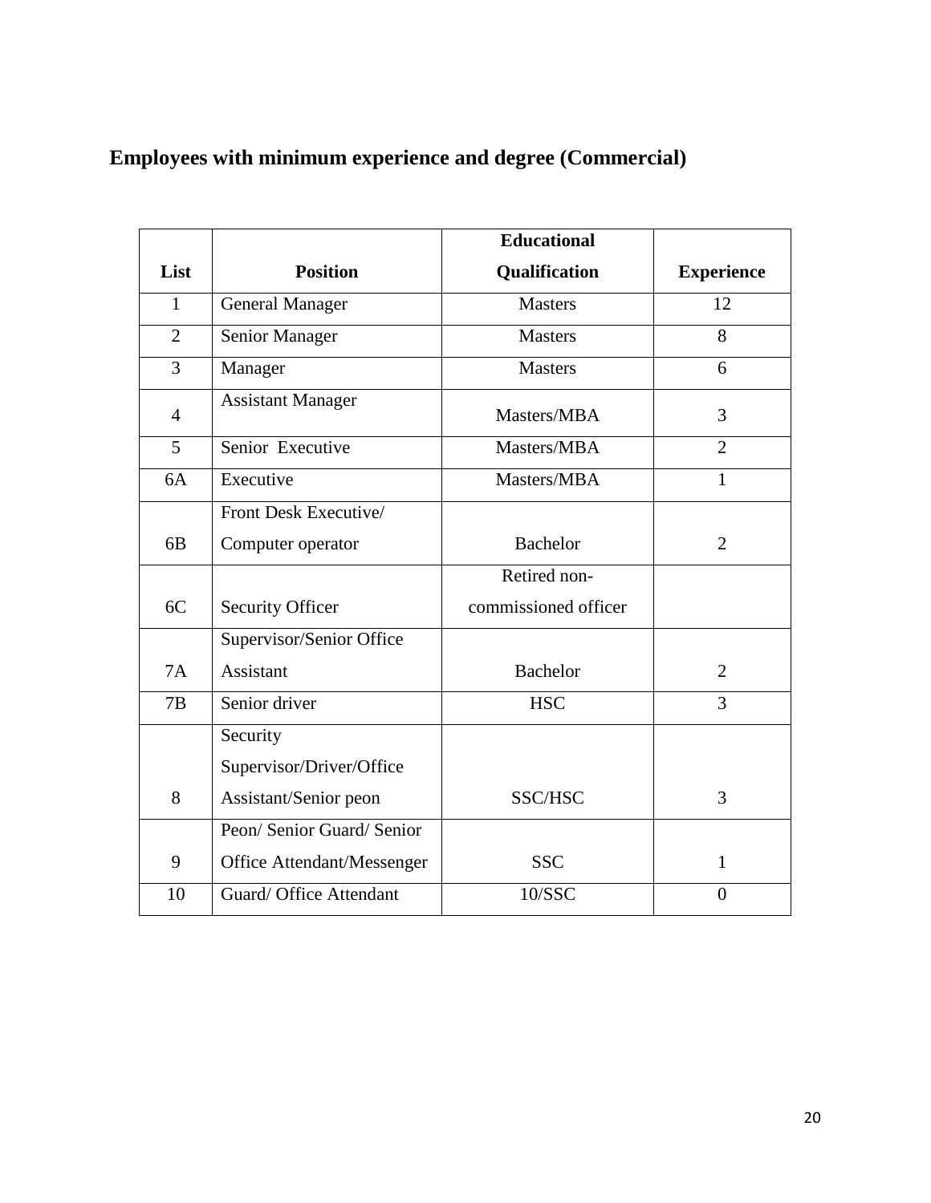## Employees with minimum experience and degree (Commercial)

| List | Position | Educational Qualification | Experience |
|---|---|---|---|
| 1 | General Manager | Masters | 12 |
| 2 | Senior Manager | Masters | 8 |
| 3 | Manager | Masters | 6 |
| 4 | Assistant Manager | Masters/MBA | 3 |
| 5 | Senior Executive | Masters/MBA | 2 |
| 6A | Executive | Masters/MBA | 1 |
| 6B | Front Desk Executive/ Computer operator | Bachelor | 2 |
| 6C | Security Officer | Retired non-commissioned officer | |
| 7A | Supervisor/Senior Office Assistant | Bachelor | 2 |
| 7B | Senior driver | HSC | 3 |
| 8 | Security Supervisor/Driver/Office Assistant/Senior peon | SSC/HSC | 3 |
| 9 | Peon/ Senior Guard/ Senior Office Attendant/Messenger | SSC | 1 |
| 10 | Guard/ Office Attendant | 10/SSC | 0 |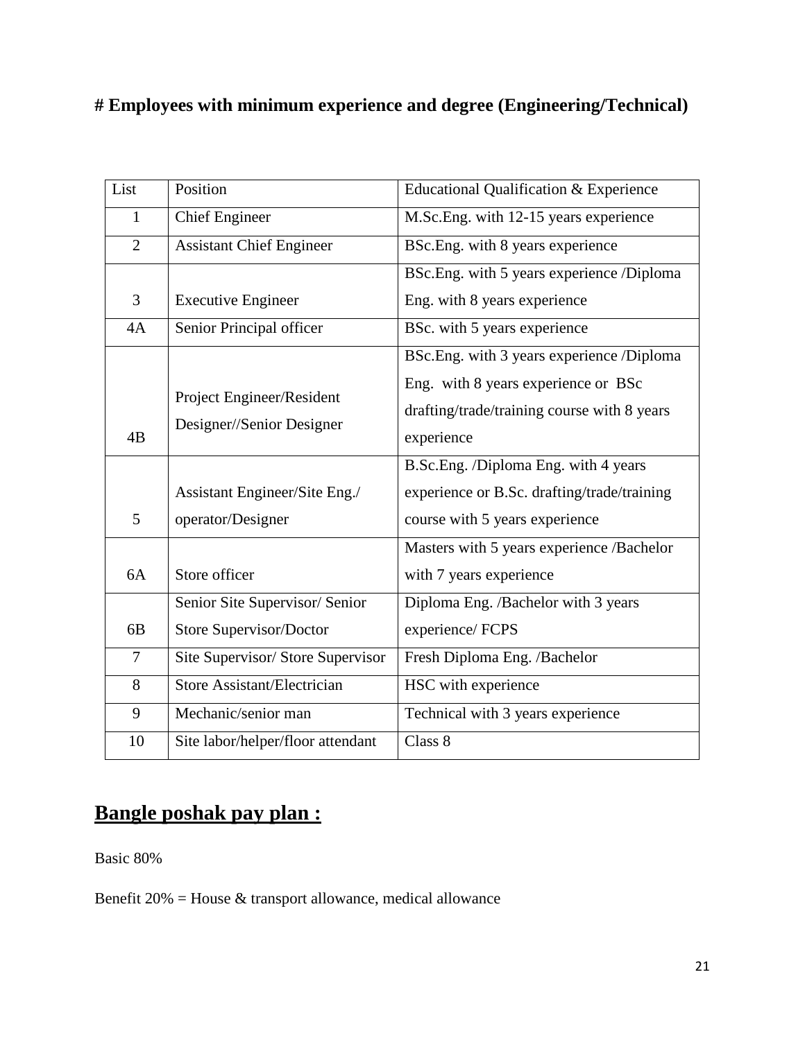# Employees with minimum experience and degree (Engineering/Technical)

| List | Position | Educational Qualification & Experience |
|---|---|---|
| 1 | Chief Engineer | M.Sc.Eng. with 12-15 years experience |
| 2 | Assistant Chief Engineer | BSc.Eng. with 8 years experience |
| 3 | Executive Engineer | BSc.Eng. with 5 years experience /Diploma Eng. with 8 years experience |
| 4A | Senior Principal officer | BSc. with 5 years experience |
| 4B | Project Engineer/Resident Designer//Senior Designer | BSc.Eng. with 3 years experience /Diploma Eng. with 8 years experience or BSc drafting/trade/training course with 8 years experience |
| 5 | Assistant Engineer/Site Eng./ operator/Designer | B.Sc.Eng. /Diploma Eng. with 4 years experience or B.Sc. drafting/trade/training course with 5 years experience |
| 6A | Store officer | Masters with 5 years experience /Bachelor with 7 years experience |
| 6B | Senior Site Supervisor/ Senior Store Supervisor/Doctor | Diploma Eng. /Bachelor with 3 years experience/ FCPS |
| 7 | Site Supervisor/ Store Supervisor | Fresh Diploma Eng. /Bachelor |
| 8 | Store Assistant/Electrician | HSC with experience |
| 9 | Mechanic/senior man | Technical with 3 years experience |
| 10 | Site labor/helper/floor attendant | Class 8 |

## Bangle poshak pay plan :

Basic 80%

Benefit 20% = House & transport allowance, medical allowance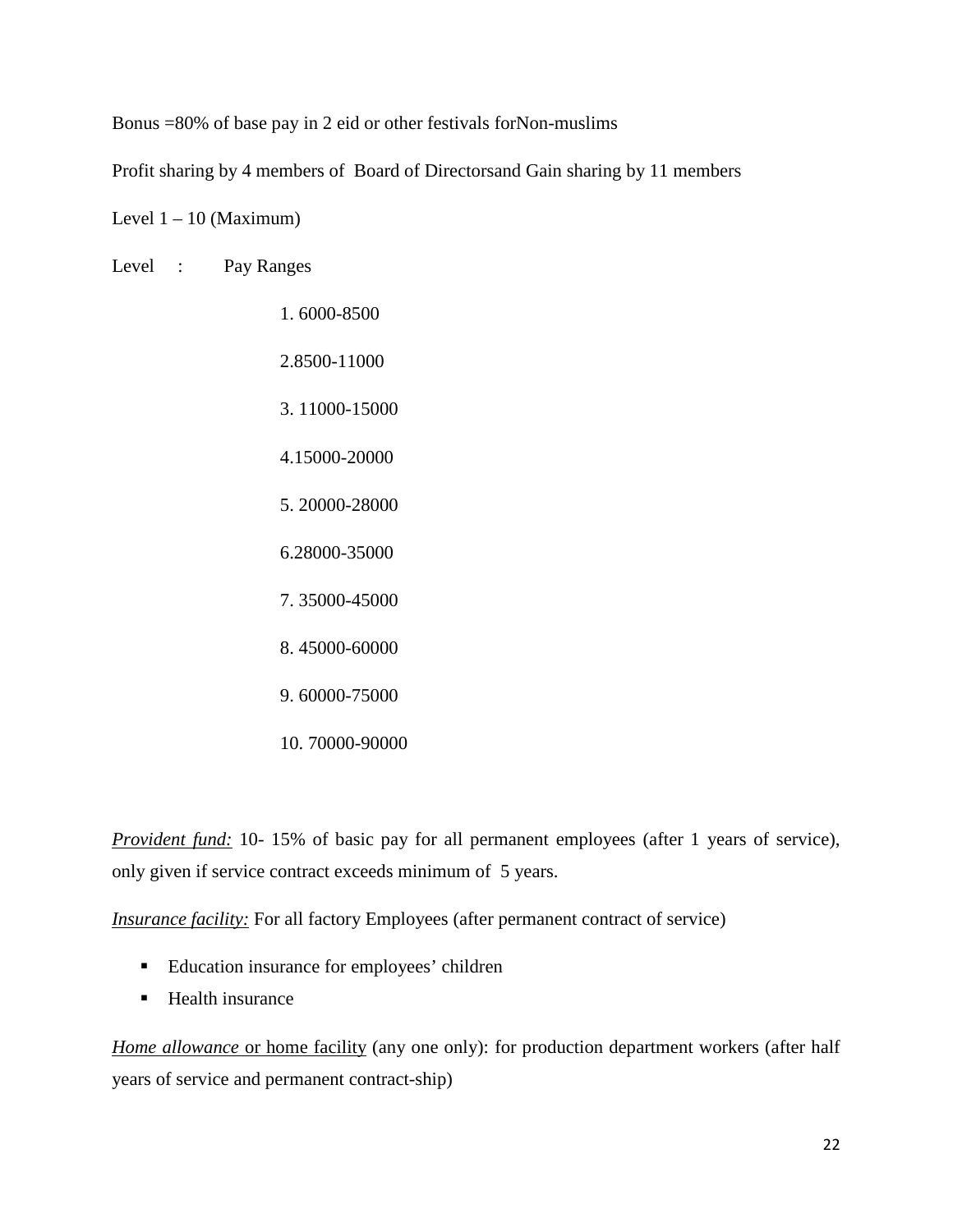Bonus =80% of base pay in 2 eid or other festivals forNon-muslims

Profit sharing by 4 members of Board of Directorsand Gain sharing by 11 members

Level 1 – 10 (Maximum)

Level : Pay Ranges

1. 6000-8500
2. 8500-11000
3. 11000-15000
4. 15000-20000
5. 20000-28000
6. 28000-35000
7. 35000-45000
8. 45000-60000
9. 60000-75000
10. 70000-90000

*Provident fund:* 10- 15% of basic pay for all permanent employees (after 1 years of service), only given if service contract exceeds minimum of 5 years.

*Insurance facility:* For all factory Employees (after permanent contract of service)

- Education insurance for employees' children
- Health insurance

*Home allowance* or home facility (any one only): for production department workers (after half years of service and permanent contract-ship)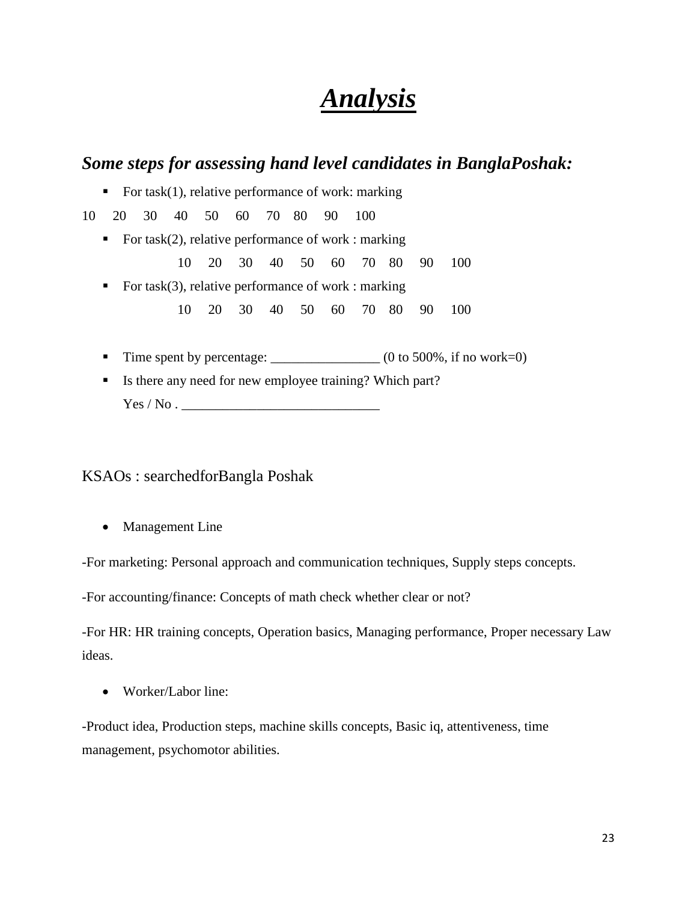# ***Analysis***

## ***Some steps for assessing hand level candidates in BanglaPoshak:***

- For task(1), relative performance of work: marking

10 20 30 40 50 60 70 80 90 100

- For task(2), relative performance of work : marking

    10 20 30 40 50 60 70 80 90 100

- For task(3), relative performance of work : marking

    10 20 30 40 50 60 70 80 90 100

- Time spent by percentage: ________________ (0 to 500%, if no work=0)
- Is there any need for new employee training? Which part?
  Yes / No . ______________________________

KSAOs : searchedforBangla Poshak

- Management Line

-For marketing: Personal approach and communication techniques, Supply steps concepts.

-For accounting/finance: Concepts of math check whether clear or not?

-For HR: HR training concepts, Operation basics, Managing performance, Proper necessary Law ideas.

- Worker/Labor line:

-Product idea, Production steps, machine skills concepts, Basic iq, attentiveness, time management, psychomotor abilities.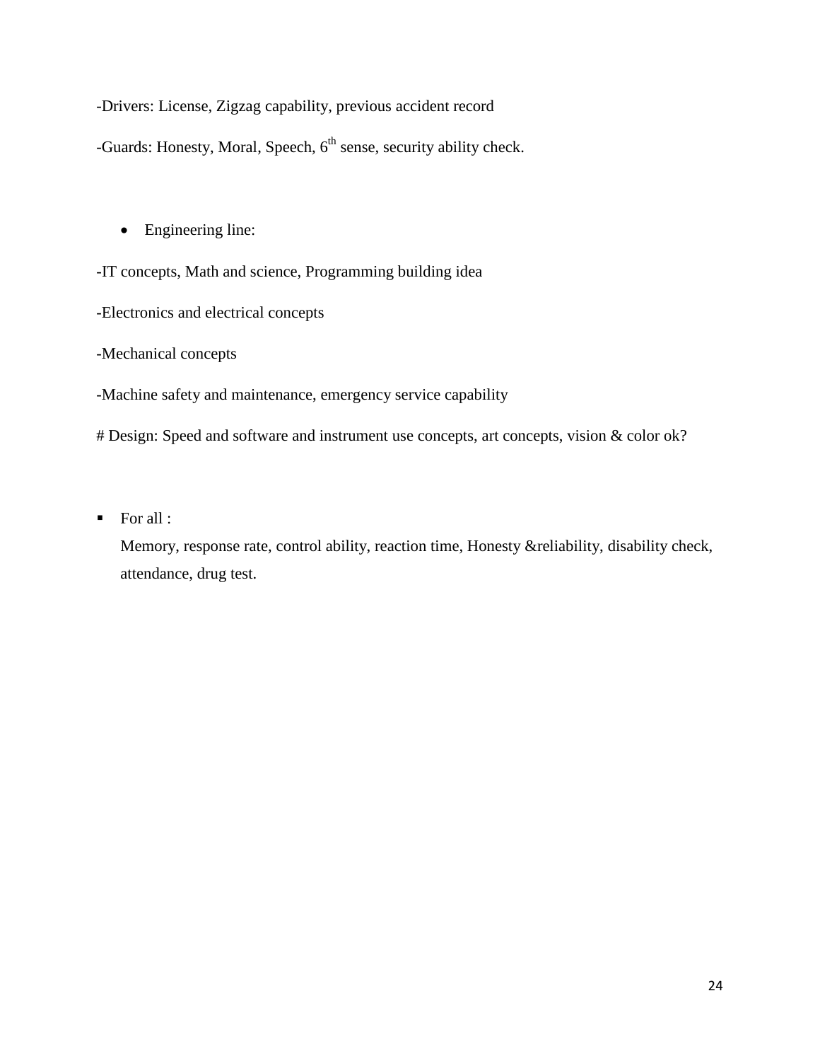-Drivers: License, Zigzag capability, previous accident record

-Guards: Honesty, Moral, Speech, 6th sense, security ability check.

- Engineering line:

-IT concepts, Math and science, Programming building idea

-Electronics and electrical concepts

-Mechanical concepts

-Machine safety and maintenance, emergency service capability

# Design: Speed and software and instrument use concepts, art concepts, vision & color ok?

- For all :
  Memory, response rate, control ability, reaction time, Honesty &reliability, disability check, attendance, drug test.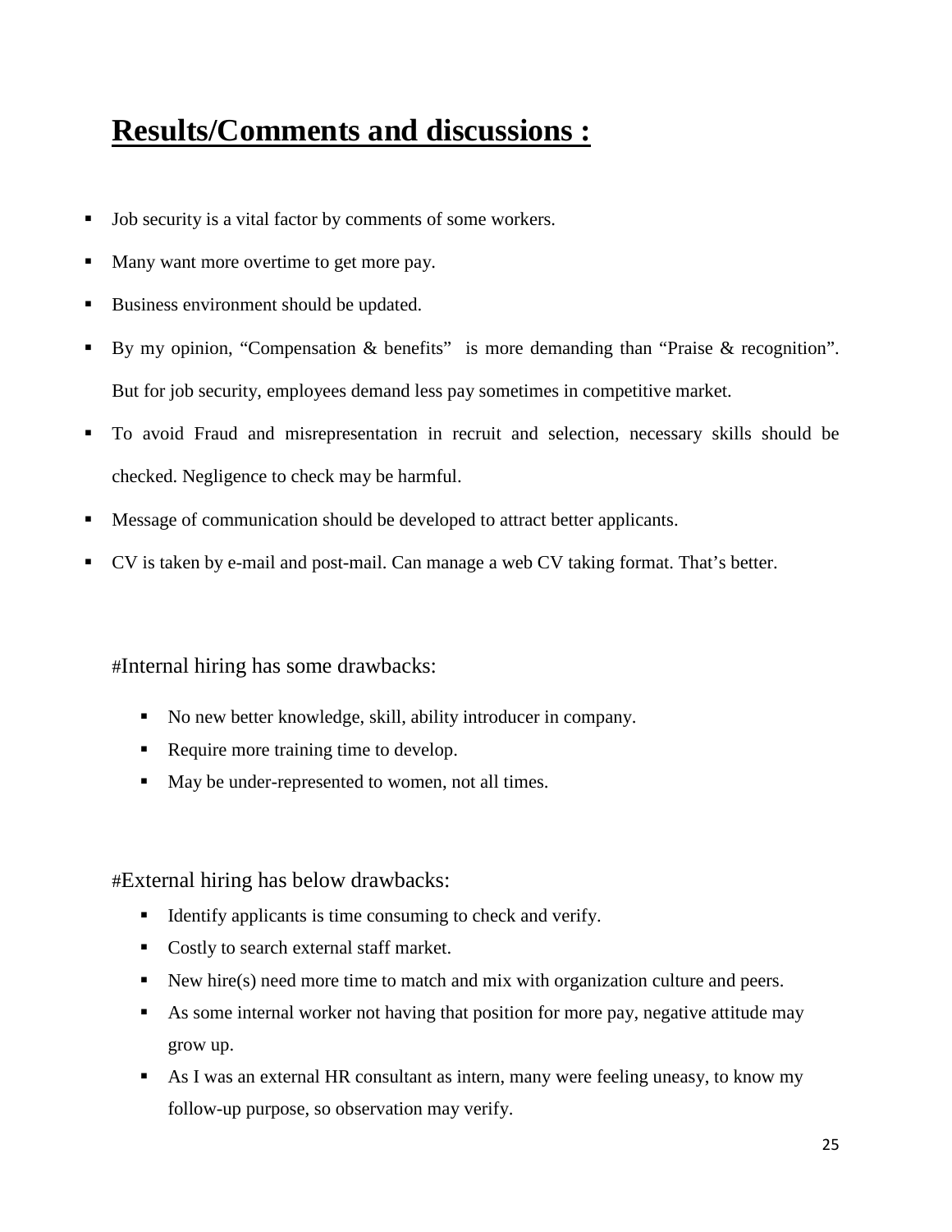## Results/Comments and discussions :

- Job security is a vital factor by comments of some workers.
- Many want more overtime to get more pay.
- Business environment should be updated.
- By my opinion, "Compensation & benefits" is more demanding than "Praise & recognition". But for job security, employees demand less pay sometimes in competitive market.
- To avoid Fraud and misrepresentation in recruit and selection, necessary skills should be checked. Negligence to check may be harmful.
- Message of communication should be developed to attract better applicants.
- CV is taken by e-mail and post-mail. Can manage a web CV taking format. That's better.

#Internal hiring has some drawbacks:

- No new better knowledge, skill, ability introducer in company.
- Require more training time to develop.
- May be under-represented to women, not all times.

#External hiring has below drawbacks:

- Identify applicants is time consuming to check and verify.
- Costly to search external staff market.
- New hire(s) need more time to match and mix with organization culture and peers.
- As some internal worker not having that position for more pay, negative attitude may grow up.
- As I was an external HR consultant as intern, many were feeling uneasy, to know my follow-up purpose, so observation may verify.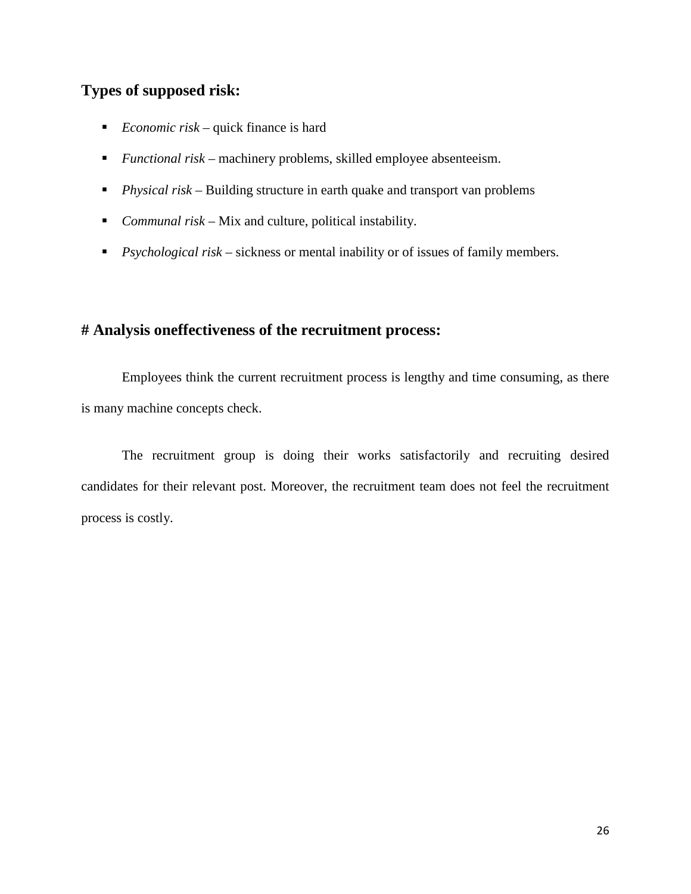## Types of supposed risk:

- *Economic risk* – quick finance is hard
- *Functional risk* – machinery problems, skilled employee absenteeism.
- *Physical risk* – Building structure in earth quake and transport van problems
- *Communal risk* – Mix and culture, political instability.
- *Psychological risk* – sickness or mental inability or of issues of family members.

## # Analysis oneffectiveness of the recruitment process:

Employees think the current recruitment process is lengthy and time consuming, as there is many machine concepts check.

The recruitment group is doing their works satisfactorily and recruiting desired candidates for their relevant post. Moreover, the recruitment team does not feel the recruitment process is costly.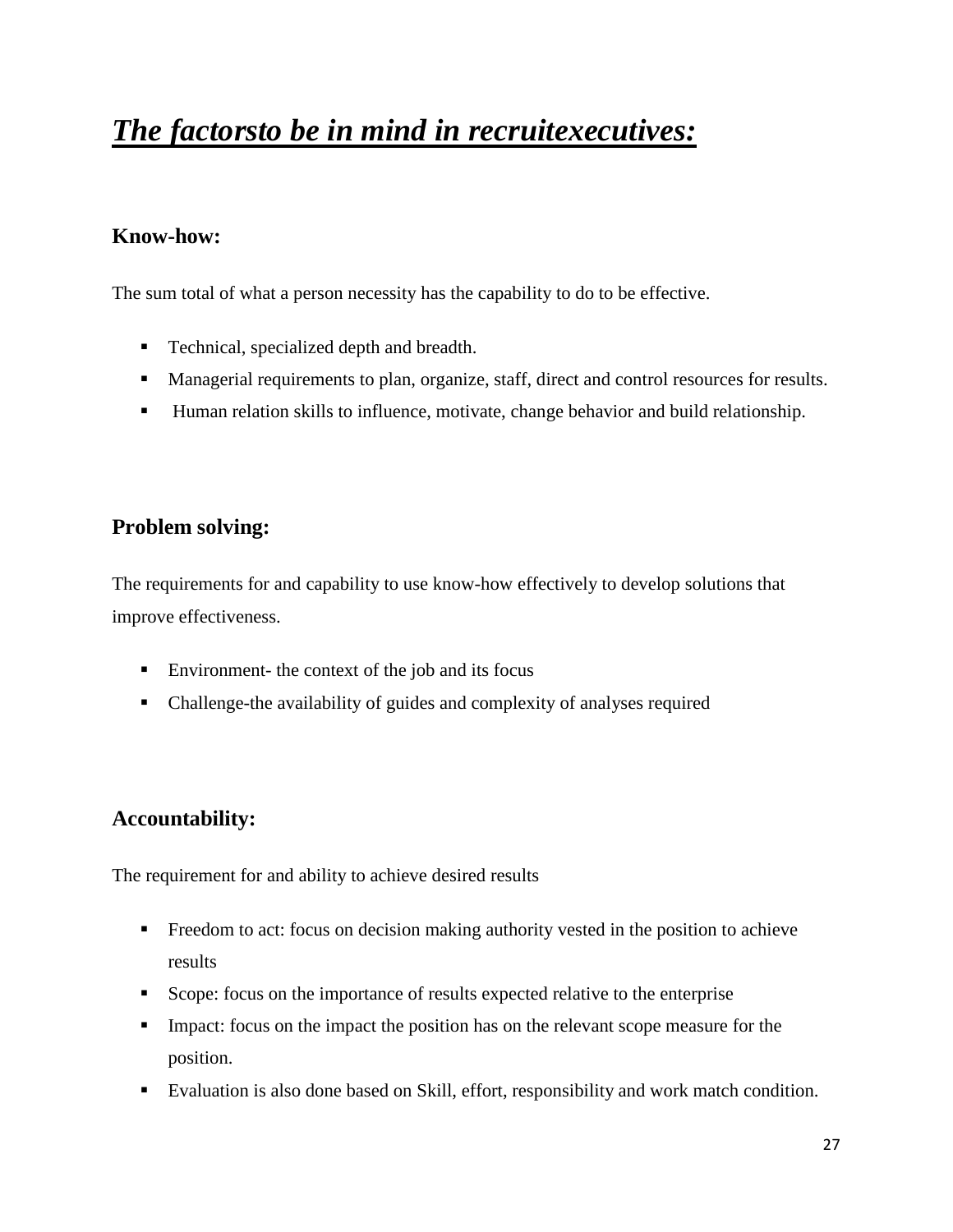# ***The factorsto be in mind in recruitexecutives:***

## **Know-how:**

The sum total of what a person necessity has the capability to do to be effective.

- Technical, specialized depth and breadth.
- Managerial requirements to plan, organize, staff, direct and control resources for results.
- Human relation skills to influence, motivate, change behavior and build relationship.

## **Problem solving:**

The requirements for and capability to use know-how effectively to develop solutions that improve effectiveness.

- Environment- the context of the job and its focus
- Challenge-the availability of guides and complexity of analyses required

## **Accountability:**

The requirement for and ability to achieve desired results

- Freedom to act: focus on decision making authority vested in the position to achieve results
- Scope: focus on the importance of results expected relative to the enterprise
- Impact: focus on the impact the position has on the relevant scope measure for the position.
- Evaluation is also done based on Skill, effort, responsibility and work match condition.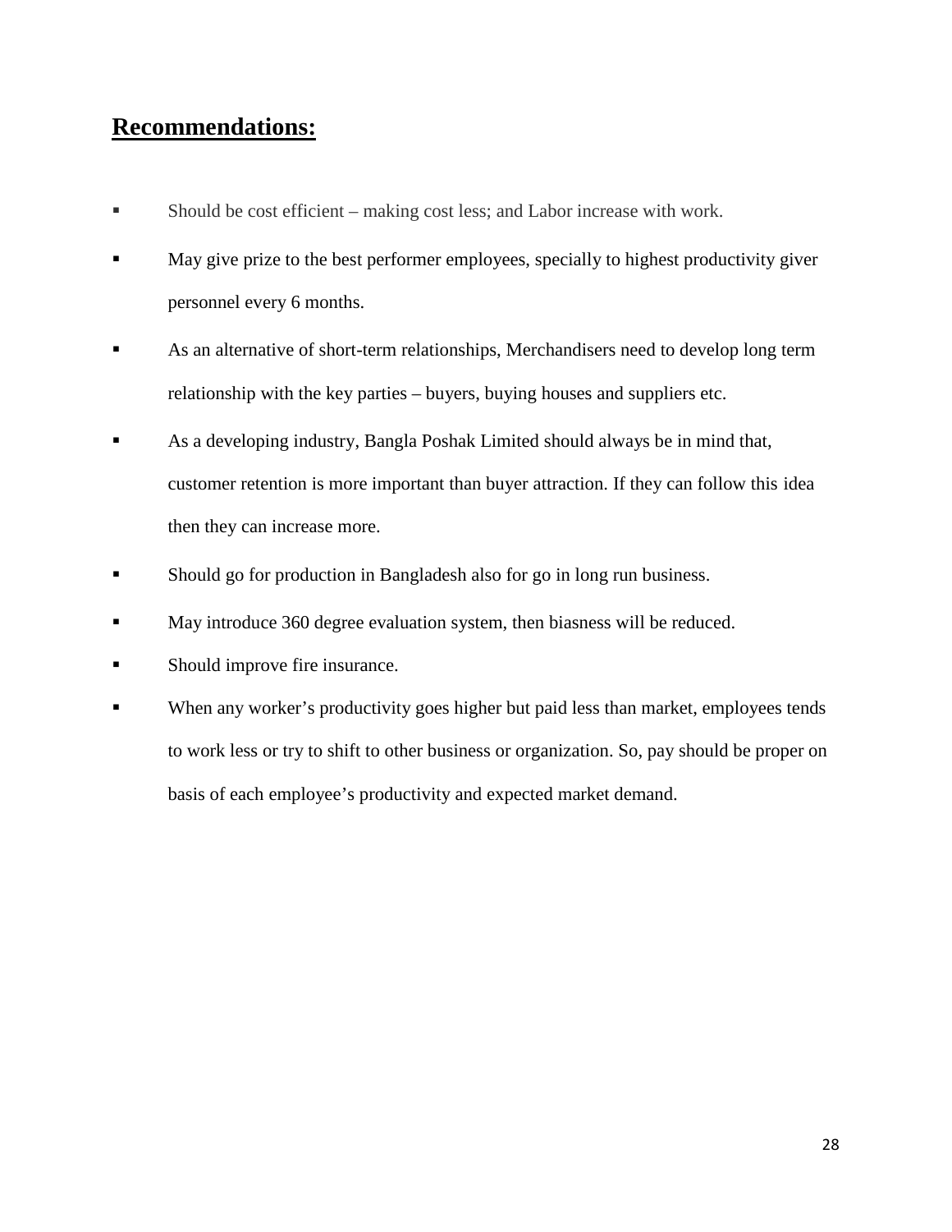## Recommendations:

- Should be cost efficient – making cost less; and Labor increase with work.
- May give prize to the best performer employees, specially to highest productivity giver personnel every 6 months.
- As an alternative of short-term relationships, Merchandisers need to develop long term relationship with the key parties – buyers, buying houses and suppliers etc.
- As a developing industry, Bangla Poshak Limited should always be in mind that, customer retention is more important than buyer attraction. If they can follow this idea then they can increase more.
- Should go for production in Bangladesh also for go in long run business.
- May introduce 360 degree evaluation system, then biasness will be reduced.
- Should improve fire insurance.
- When any worker's productivity goes higher but paid less than market, employees tends to work less or try to shift to other business or organization. So, pay should be proper on basis of each employee's productivity and expected market demand.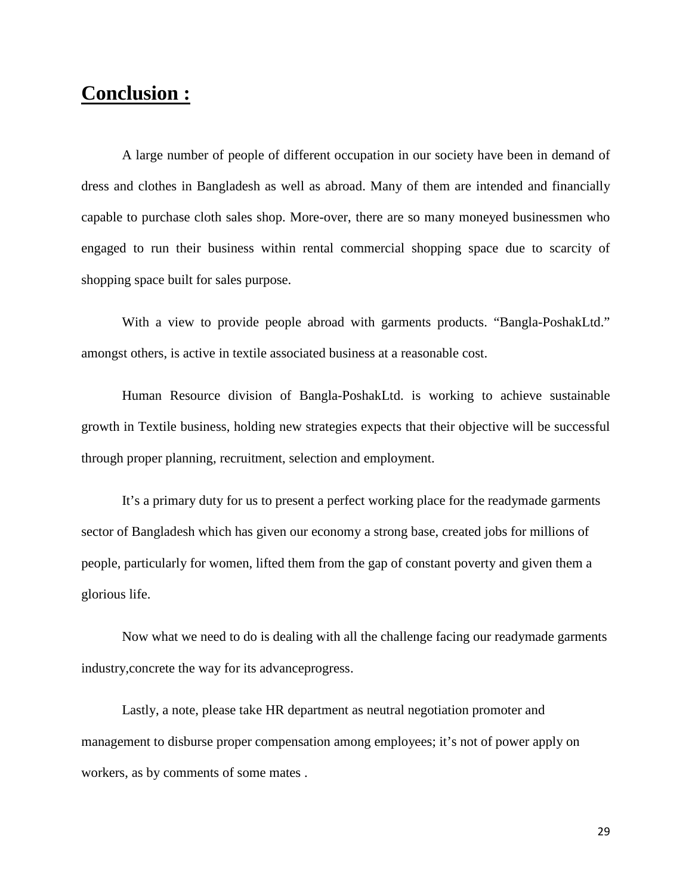## Conclusion :

A large number of people of different occupation in our society have been in demand of dress and clothes in Bangladesh as well as abroad. Many of them are intended and financially capable to purchase cloth sales shop. More-over, there are so many moneyed businessmen who engaged to run their business within rental commercial shopping space due to scarcity of shopping space built for sales purpose.

With a view to provide people abroad with garments products. "Bangla-PoshakLtd." amongst others, is active in textile associated business at a reasonable cost.

Human Resource division of Bangla-PoshakLtd. is working to achieve sustainable growth in Textile business, holding new strategies expects that their objective will be successful through proper planning, recruitment, selection and employment.

It's a primary duty for us to present a perfect working place for the readymade garments sector of Bangladesh which has given our economy a strong base, created jobs for millions of people, particularly for women, lifted them from the gap of constant poverty and given them a glorious life.

Now what we need to do is dealing with all the challenge facing our readymade garments industry,concrete the way for its advanceprogress.

Lastly, a note, please take HR department as neutral negotiation promoter and management to disburse proper compensation among employees; it's not of power apply on workers, as by comments of some mates .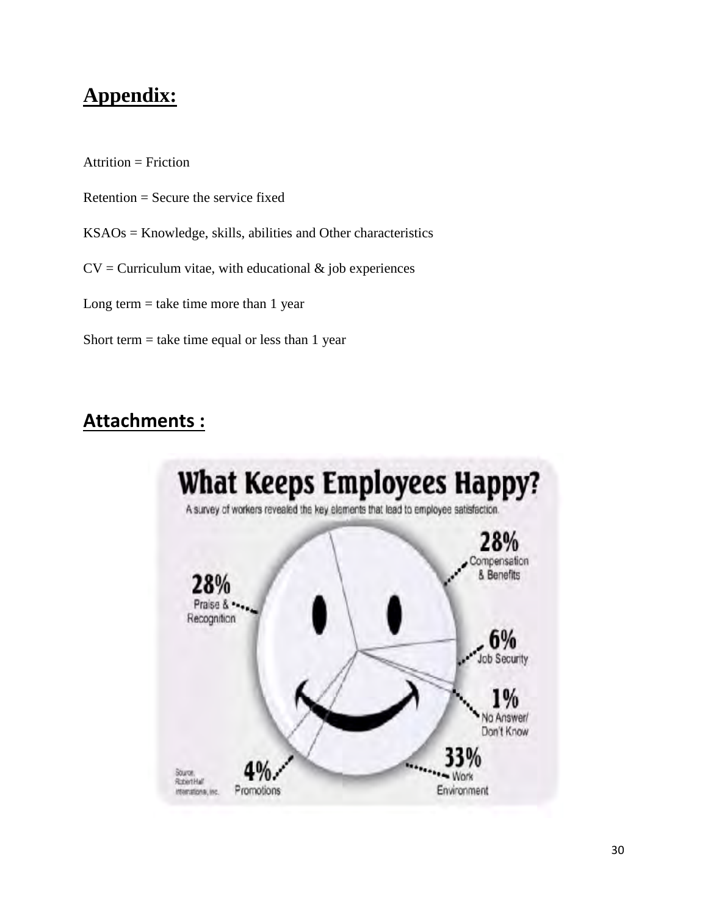## Appendix:

Attrition = Friction

Retention = Secure the service fixed

KSAOs = Knowledge, skills, abilities and Other characteristics

CV = Curriculum vitae, with educational & job experiences

Long term = take time more than 1 year

Short term = take time equal or less than 1 year

## Attachments :

**What Keeps Employees Happy?**

A survey of workers revealed the key elements that lead to employee satisfaction.

- 28% Compensation & Benefits
- 28% Praise & Recognition
- 6% Job Security
- 1% No Answer/ Don't Know
- 33% Work Environment
- 4% Promotions

Source: Robert Half International, Inc.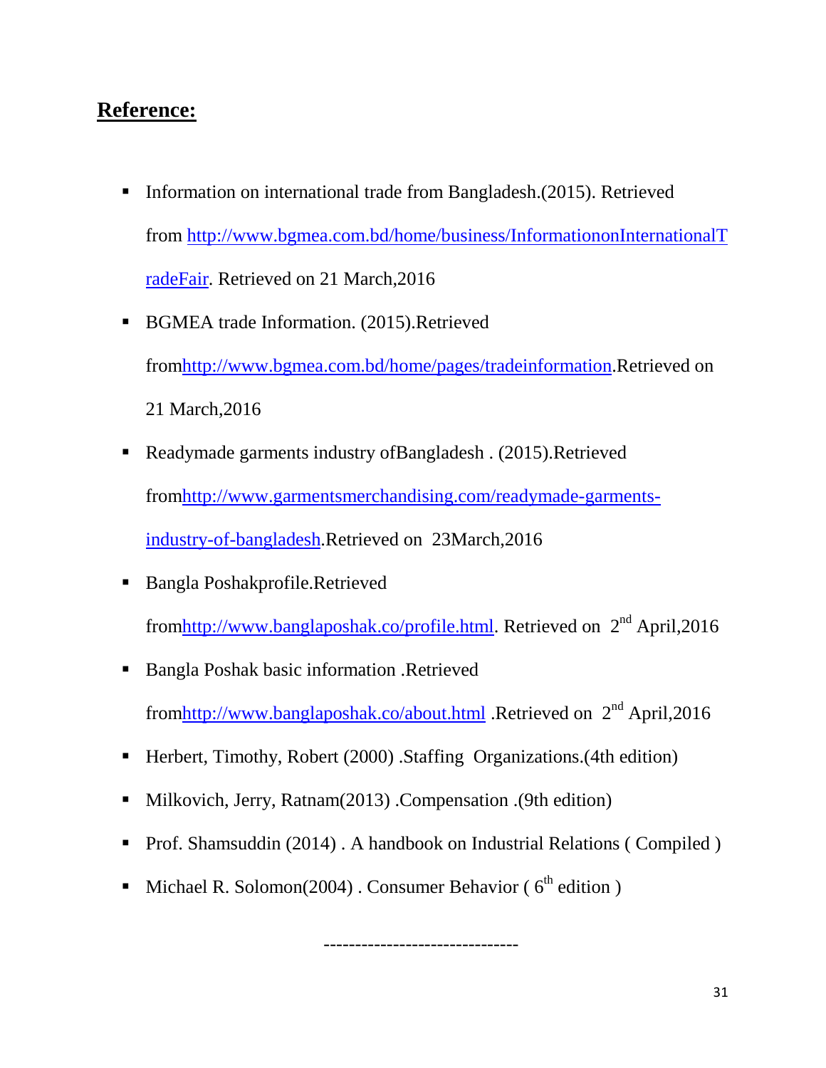## **Reference:**

- Information on international trade from Bangladesh.(2015). Retrieved from http://www.bgmea.com.bd/home/business/InformationonInternationalTradeFair. Retrieved on 21 March,2016
- BGMEA trade Information. (2015).Retrieved fromhttp://www.bgmea.com.bd/home/pages/tradeinformation.Retrieved on 21 March,2016
- Readymade garments industry ofBangladesh . (2015).Retrieved fromhttp://www.garmentsmerchandising.com/readymade-garments-industry-of-bangladesh.Retrieved on 23March,2016
- Bangla Poshakprofile.Retrieved fromhttp://www.banglaposhak.co/profile.html. Retrieved on 2nd April,2016
- Bangla Poshak basic information .Retrieved fromhttp://www.banglaposhak.co/about.html .Retrieved on 2nd April,2016
- Herbert, Timothy, Robert (2000) .Staffing Organizations.(4th edition)
- Milkovich, Jerry, Ratnam(2013) .Compensation .(9th edition)
- Prof. Shamsuddin (2014) . A handbook on Industrial Relations ( Compiled )
- Michael R. Solomon(2004) . Consumer Behavior ( 6th edition )

-------------------------------